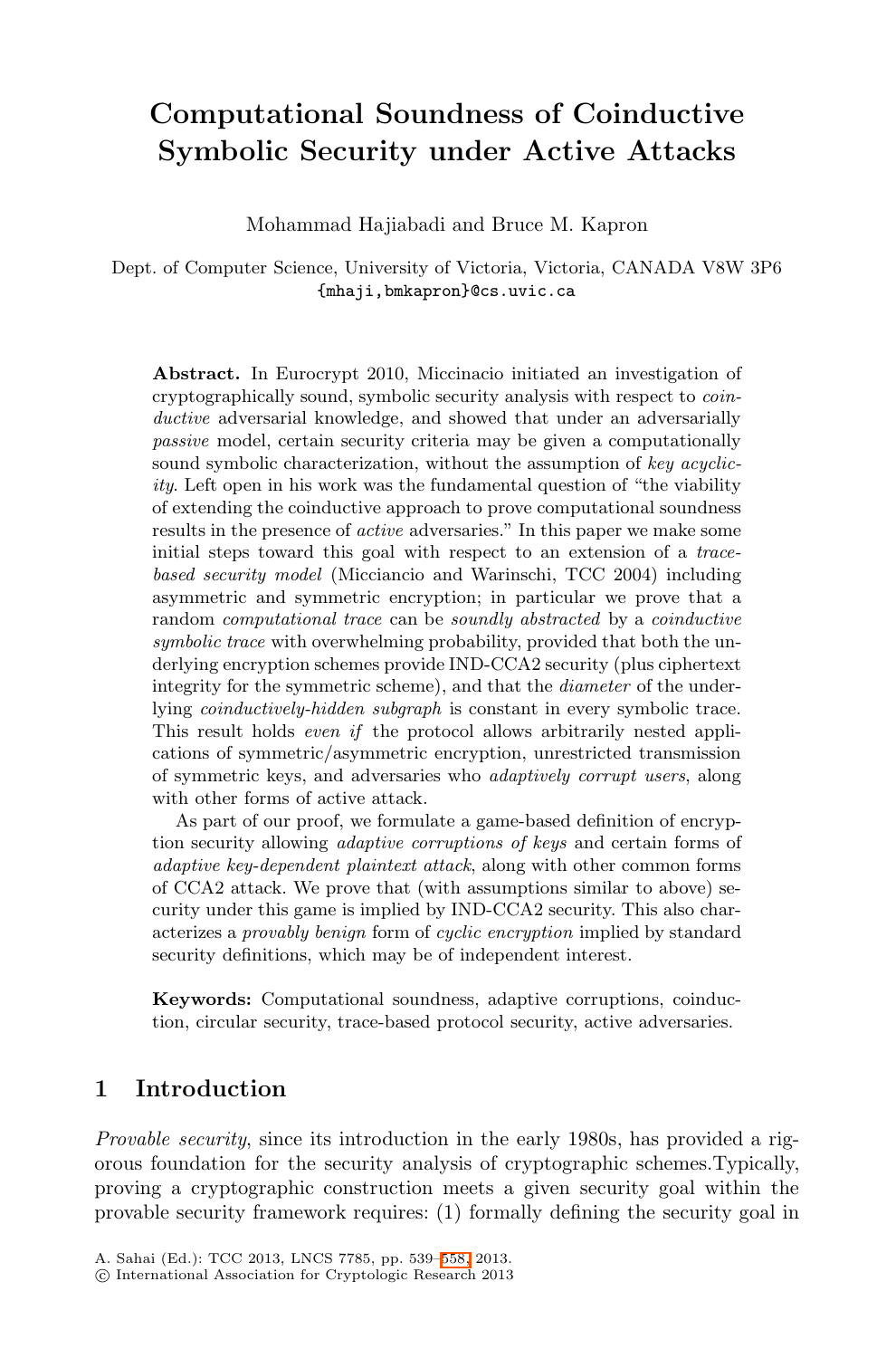# Computational Soundness of Coinductive Symbolic Security under Active Attacks

Mohammad Hajiabadi and Bruce M. Kapron

Dept. of Computer Science, University of Victoria, Victoria, CANADA V8W 3P6
{mhaji,bmkapron}@cs.uvic.ca

**Abstract.** In Eurocrypt 2010, Miccinacio initiated an investigation of cryptographically sound, symbolic security analysis with respect to *coinductive* adversarial knowledge, and showed that under an adversarially *passive* model, certain security criteria may be given a computationally sound symbolic characterization, without the assumption of *key acyclicity*. Left open in his work was the fundamental question of "the viability of extending the coinductive approach to prove computational soundness results in the presence of *active* adversaries." In this paper we make some initial steps toward this goal with respect to an extension of a *trace-based security model* (Micciancio and Warinschi, TCC 2004) including asymmetric and symmetric encryption; in particular we prove that a random *computational trace* can be *soundly abstracted* by a *coinductive symbolic trace* with overwhelming probability, provided that both the underlying encryption schemes provide IND-CCA2 security (plus ciphertext integrity for the symmetric scheme), and that the *diameter* of the underlying *coinductively-hidden subgraph* is constant in every symbolic trace. This result holds *even if* the protocol allows arbitrarily nested applications of symmetric/asymmetric encryption, unrestricted transmission of symmetric keys, and adversaries who *adaptively corrupt users*, along with other forms of active attack.

As part of our proof, we formulate a game-based definition of encryption security allowing *adaptive corruptions of keys* and certain forms of *adaptive key-dependent plaintext attack*, along with other common forms of CCA2 attack. We prove that (with assumptions similar to above) security under this game is implied by IND-CCA2 security. This also characterizes a *provably benign* form of *cyclic encryption* implied by standard security definitions, which may be of independent interest.

**Keywords:** Computational soundness, adaptive corruptions, coinduction, circular security, trace-based protocol security, active adversaries.

## 1 Introduction

*Provable security*, since its introduction in the early 1980s, has provided a rigorous foundation for the security analysis of cryptographic schemes.Typically, proving a cryptographic construction meets a given security goal within the provable security framework requires: (1) formally defining the security goal in

A. Sahai (Ed.): TCC 2013, LNCS 7785, pp. 539–558, 2013.
© International Association for Cryptologic Research 2013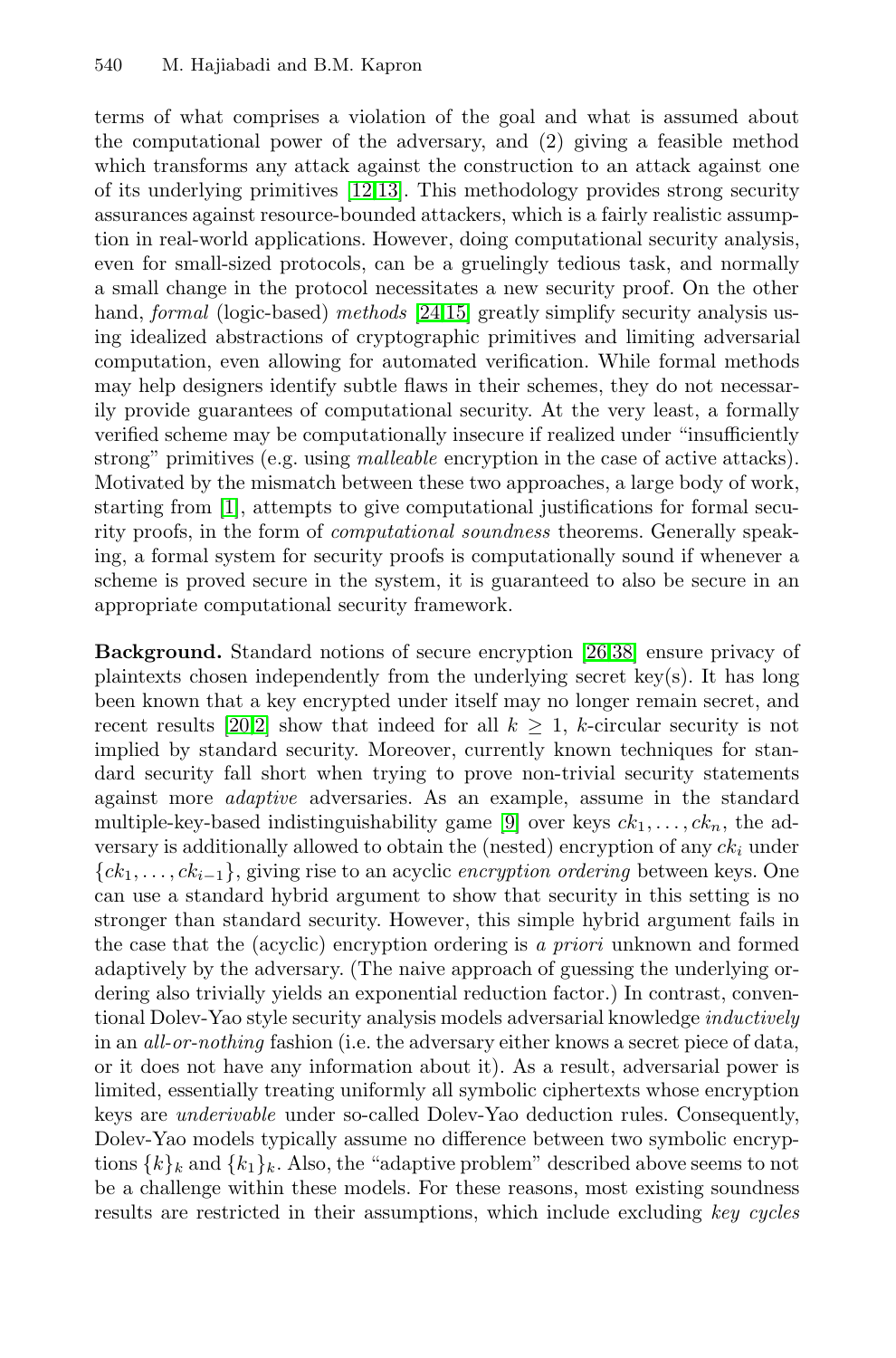terms of what comprises a violation of the goal and what is assumed about the computational power of the adversary, and (2) giving a feasible method which transforms any attack against the construction to an attack against one of its underlying primitives [12,13]. This methodology provides strong security assurances against resource-bounded attackers, which is a fairly realistic assumption in real-world applications. However, doing computational security analysis, even for small-sized protocols, can be a gruelingly tedious task, and normally a small change in the protocol necessitates a new security proof. On the other hand, *formal* (logic-based) *methods* [24,15] greatly simplify security analysis using idealized abstractions of cryptographic primitives and limiting adversarial computation, even allowing for automated verification. While formal methods may help designers identify subtle flaws in their schemes, they do not necessarily provide guarantees of computational security. At the very least, a formally verified scheme may be computationally insecure if realized under "insufficiently strong" primitives (e.g. using *malleable* encryption in the case of active attacks). Motivated by the mismatch between these two approaches, a large body of work, starting from [1], attempts to give computational justifications for formal security proofs, in the form of *computational soundness* theorems. Generally speaking, a formal system for security proofs is computationally sound if whenever a scheme is proved secure in the system, it is guaranteed to also be secure in an appropriate computational security framework.

**Background.** Standard notions of secure encryption [26,38] ensure privacy of plaintexts chosen independently from the underlying secret key(s). It has long been known that a key encrypted under itself may no longer remain secret, and recent results [20,2] show that indeed for all $k \geq 1$, $k$-circular security is not implied by standard security. Moreover, currently known techniques for standard security fall short when trying to prove non-trivial security statements against more *adaptive* adversaries. As an example, assume in the standard multiple-key-based indistinguishability game [9] over keys $ck_1, \ldots, ck_n$, the adversary is additionally allowed to obtain the (nested) encryption of any $ck_i$ under $\{ck_1, \ldots, ck_{i-1}\}$, giving rise to an acyclic *encryption ordering* between keys. One can use a standard hybrid argument to show that security in this setting is no stronger than standard security. However, this simple hybrid argument fails in the case that the (acyclic) encryption ordering is *a priori* unknown and formed adaptively by the adversary. (The naive approach of guessing the underlying ordering also trivially yields an exponential reduction factor.) In contrast, conventional Dolev-Yao style security analysis models adversarial knowledge *inductively* in an *all-or-nothing* fashion (i.e. the adversary either knows a secret piece of data, or it does not have any information about it). As a result, adversarial power is limited, essentially treating uniformly all symbolic ciphertexts whose encryption keys are *underivable* under so-called Dolev-Yao deduction rules. Consequently, Dolev-Yao models typically assume no difference between two symbolic encryptions $\{k\}_k$ and $\{k_1\}_k$. Also, the "adaptive problem" described above seems to not be a challenge within these models. For these reasons, most existing soundness results are restricted in their assumptions, which include excluding *key cycles*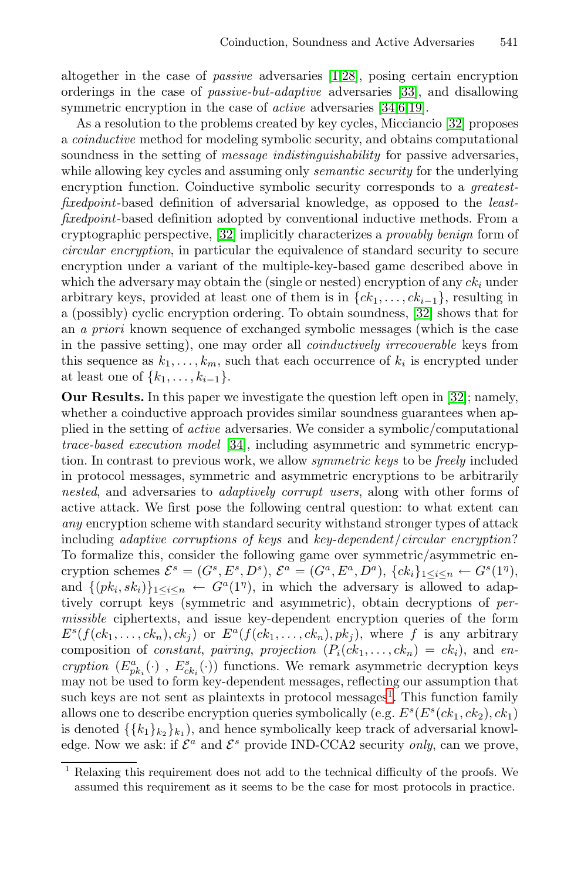altogether in the case of *passive* adversaries [1,28], posing certain encryption orderings in the case of *passive-but-adaptive* adversaries [33], and disallowing symmetric encryption in the case of *active* adversaries [34,6,19].

As a resolution to the problems created by key cycles, Micciancio [32] proposes a *coinductive* method for modeling symbolic security, and obtains computational soundness in the setting of *message indistinguishability* for passive adversaries, while allowing key cycles and assuming only *semantic security* for the underlying encryption function. Coinductive symbolic security corresponds to a *greatest-fixedpoint*-based definition of adversarial knowledge, as opposed to the *least-fixedpoint*-based definition adopted by conventional inductive methods. From a cryptographic perspective, [32] implicitly characterizes a *provably benign* form of *circular encryption*, in particular the equivalence of standard security to secure encryption under a variant of the multiple-key-based game described above in which the adversary may obtain the (single or nested) encryption of any $ck_i$ under arbitrary keys, provided at least one of them is in $\{ck_1, \ldots, ck_{i-1}\}$, resulting in a (possibly) cyclic encryption ordering. To obtain soundness, [32] shows that for an *a priori* known sequence of exchanged symbolic messages (which is the case in the passive setting), one may order all *coinductively irrecoverable* keys from this sequence as $k_1, \ldots, k_m$, such that each occurrence of $k_i$ is encrypted under at least one of $\{k_1, \ldots, k_{i-1}\}$.

**Our Results.** In this paper we investigate the question left open in [32]; namely, whether a coinductive approach provides similar soundness guarantees when applied in the setting of *active* adversaries. We consider a symbolic/computational *trace-based execution model* [34], including asymmetric and symmetric encryption. In contrast to previous work, we allow *symmetric keys* to be *freely* included in protocol messages, symmetric and asymmetric encryptions to be arbitrarily *nested*, and adversaries to *adaptively corrupt users*, along with other forms of active attack. We first pose the following central question: to what extent can *any* encryption scheme with standard security withstand stronger types of attack including *adaptive corruptions of keys* and *key-dependent/circular encryption*? To formalize this, consider the following game over symmetric/asymmetric encryption schemes $\mathcal{E}^s = (G^s, E^s, D^s)$, $\mathcal{E}^a = (G^a, E^a, D^a)$, $\{ck_i\}_{1 \leq i \leq n} \leftarrow G^s(1^\eta)$, and $\{(pk_i, sk_i)\}_{1 \leq i \leq n} \leftarrow G^a(1^\eta)$, in which the adversary is allowed to adaptively corrupt keys (symmetric and asymmetric), obtain decryptions of *permissible* ciphertexts, and issue key-dependent encryption queries of the form $E^s(f(ck_1, \ldots, ck_n), ck_j)$ or $E^a(f(ck_1, \ldots, ck_n), pk_j)$, where $f$ is any arbitrary composition of *constant*, *pairing*, *projection* ($P_i(ck_1, \ldots, ck_n) = ck_i$), and *encryption* ($E^a_{pk_i}(\cdot)$ , $E^s_{ck_i}(\cdot)$) functions. We remark asymmetric decryption keys may not be used to form key-dependent messages, reflecting our assumption that such keys are not sent as plaintexts in protocol messages[1]. This function family allows one to describe encryption queries symbolically (e.g. $E^s(E^s(ck_1, ck_2), ck_1)$ is denoted $\{\{k_1\}_{k_2}\}_{k_1}$), and hence symbolically keep track of adversarial knowledge. Now we ask: if $\mathcal{E}^a$ and $\mathcal{E}^s$ provide IND-CCA2 security *only*, can we prove,

[1] Relaxing this requirement does not add to the technical difficulty of the proofs. We assumed this requirement as it seems to be the case for most protocols in practice.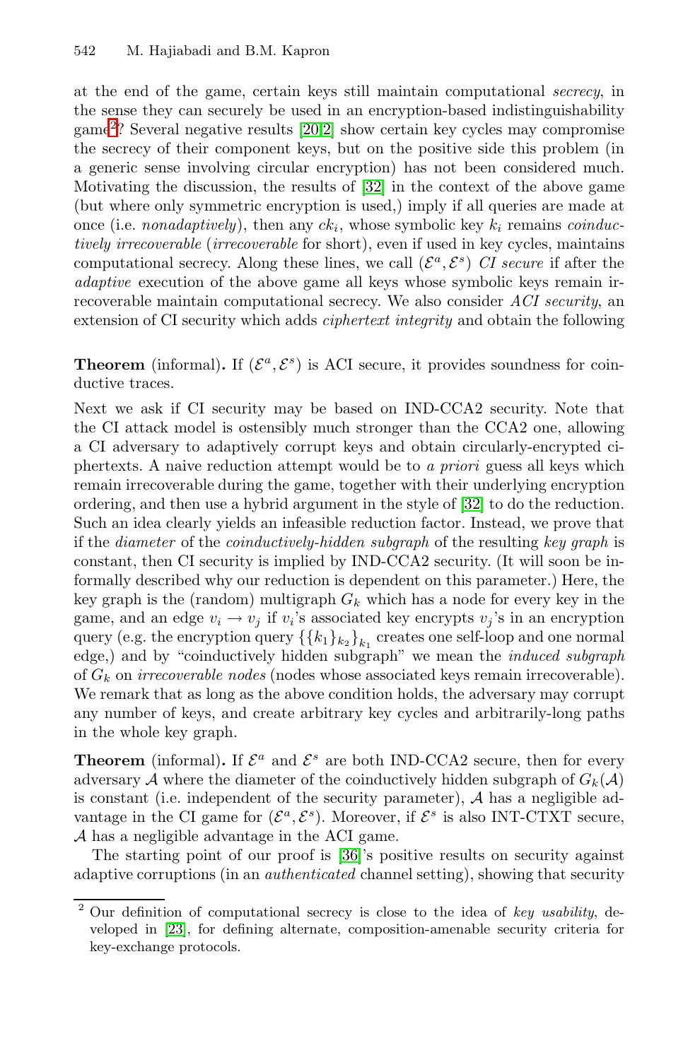at the end of the game, certain keys still maintain computational *secrecy*, in the sense they can securely be used in an encryption-based indistinguishability game[2]? Several negative results [20,2] show certain key cycles may compromise the secrecy of their component keys, but on the positive side this problem (in a generic sense involving circular encryption) has not been considered much. Motivating the discussion, the results of [32] in the context of the above game (but where only symmetric encryption is used,) imply if all queries are made at once (i.e. *nonadaptively*), then any $ck_i$, whose symbolic key $k_i$ remains *coinductively irrecoverable* (*irrecoverable* for short), even if used in key cycles, maintains computational secrecy. Along these lines, we call $(\mathcal{E}^a, \mathcal{E}^s)$ *CI secure* if after the *adaptive* execution of the above game all keys whose symbolic keys remain irrecoverable maintain computational secrecy. We also consider *ACI security*, an extension of CI security which adds *ciphertext integrity* and obtain the following

**Theorem** (informal)**.** If $(\mathcal{E}^a, \mathcal{E}^s)$ is ACI secure, it provides soundness for coinductive traces.

Next we ask if CI security may be based on IND-CCA2 security. Note that the CI attack model is ostensibly much stronger than the CCA2 one, allowing a CI adversary to adaptively corrupt keys and obtain circularly-encrypted ciphertexts. A naive reduction attempt would be to *a priori* guess all keys which remain irrecoverable during the game, together with their underlying encryption ordering, and then use a hybrid argument in the style of [32] to do the reduction. Such an idea clearly yields an infeasible reduction factor. Instead, we prove that if the *diameter* of the *coinductively-hidden subgraph* of the resulting *key graph* is constant, then CI security is implied by IND-CCA2 security. (It will soon be informally described why our reduction is dependent on this parameter.) Here, the key graph is the (random) multigraph $G_k$ which has a node for every key in the game, and an edge $v_i \to v_j$ if $v_i$'s associated key encrypts $v_j$'s in an encryption query (e.g. the encryption query $\{\{k_1\}_{k_2}\}_{k_1}$ creates one self-loop and one normal edge,) and by "coinductively hidden subgraph" we mean the *induced subgraph* of $G_k$ on *irrecoverable nodes* (nodes whose associated keys remain irrecoverable). We remark that as long as the above condition holds, the adversary may corrupt any number of keys, and create arbitrary key cycles and arbitrarily-long paths in the whole key graph.

**Theorem** (informal)**.** If $\mathcal{E}^a$ and $\mathcal{E}^s$ are both IND-CCA2 secure, then for every adversary $\mathcal{A}$ where the diameter of the coinductively hidden subgraph of $G_k(\mathcal{A})$ is constant (i.e. independent of the security parameter), $\mathcal{A}$ has a negligible advantage in the CI game for $(\mathcal{E}^a, \mathcal{E}^s)$. Moreover, if $\mathcal{E}^s$ is also INT-CTXT secure, $\mathcal{A}$ has a negligible advantage in the ACI game.

The starting point of our proof is [36]'s positive results on security against adaptive corruptions (in an *authenticated* channel setting), showing that security

[2] Our definition of computational secrecy is close to the idea of *key usability*, developed in [23], for defining alternate, composition-amenable security criteria for key-exchange protocols.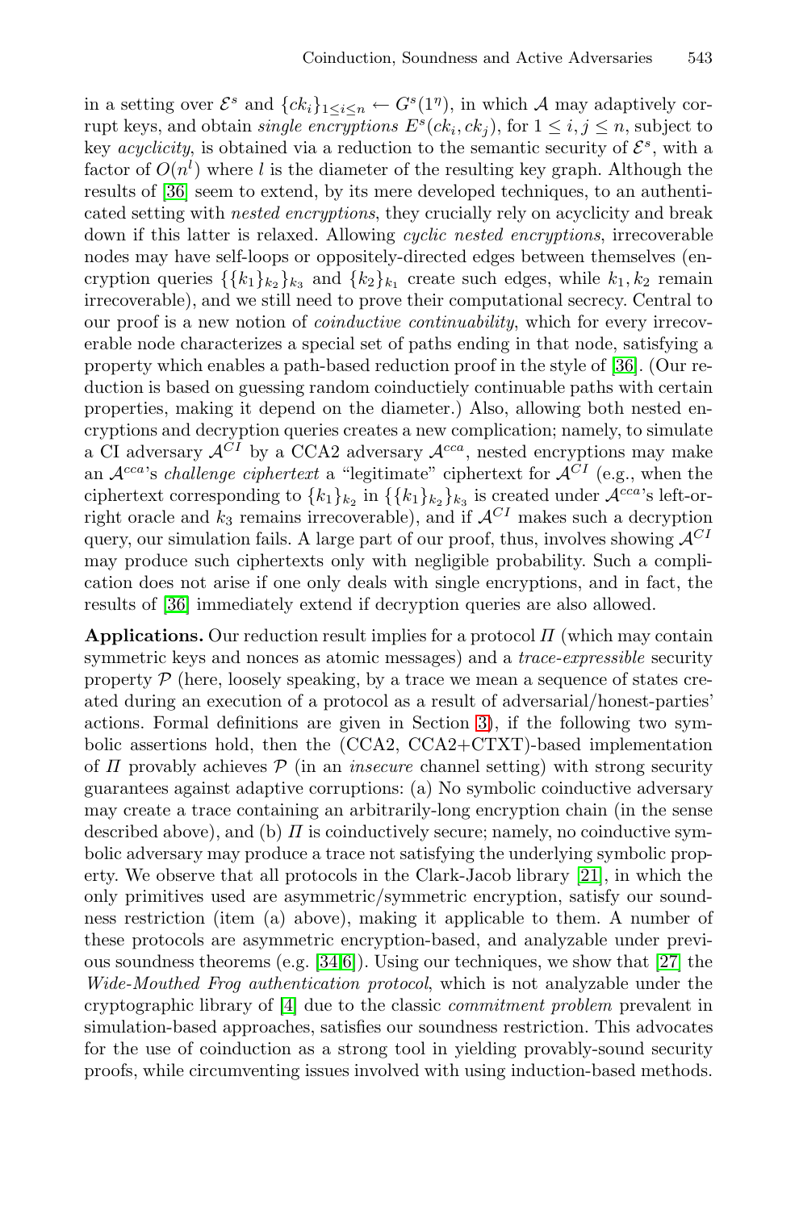in a setting over $\mathcal{E}^s$ and $\{ck_i\}_{1 \le i \le n} \leftarrow G^s(1^\eta)$, in which $\mathcal{A}$ may adaptively corrupt keys, and obtain *single encryptions* $E^s(ck_i, ck_j)$, for $1 \le i, j \le n$, subject to key *acyclicity*, is obtained via a reduction to the semantic security of $\mathcal{E}^s$, with a factor of $O(n^l)$ where $l$ is the diameter of the resulting key graph. Although the results of [36] seem to extend, by its mere developed techniques, to an authenticated setting with *nested encryptions*, they crucially rely on acyclicity and break down if this latter is relaxed. Allowing *cyclic nested encryptions*, irrecoverable nodes may have self-loops or oppositely-directed edges between themselves (encryption queries $\{\{k_1\}_{k_2}\}_{k_3}$ and $\{k_2\}_{k_1}$ create such edges, while $k_1, k_2$ remain irrecoverable), and we still need to prove their computational secrecy. Central to our proof is a new notion of *coinductive continuability*, which for every irrecoverable node characterizes a special set of paths ending in that node, satisfying a property which enables a path-based reduction proof in the style of [36]. (Our reduction is based on guessing random coinductiely continuable paths with certain properties, making it depend on the diameter.) Also, allowing both nested encryptions and decryption queries creates a new complication; namely, to simulate a CI adversary $\mathcal{A}^{CI}$ by a CCA2 adversary $\mathcal{A}^{cca}$, nested encryptions may make an $\mathcal{A}^{cca}$'s *challenge ciphertext* a "legitimate" ciphertext for $\mathcal{A}^{CI}$ (e.g., when the ciphertext corresponding to $\{k_1\}_{k_2}$ in $\{\{k_1\}_{k_2}\}_{k_3}$ is created under $\mathcal{A}^{cca}$'s left-or-right oracle and $k_3$ remains irrecoverable), and if $\mathcal{A}^{CI}$ makes such a decryption query, our simulation fails. A large part of our proof, thus, involves showing $\mathcal{A}^{CI}$ may produce such ciphertexts only with negligible probability. Such a complication does not arise if one only deals with single encryptions, and in fact, the results of [36] immediately extend if decryption queries are also allowed.

**Applications.** Our reduction result implies for a protocol $\Pi$ (which may contain symmetric keys and nonces as atomic messages) and a *trace-expressible* security property $\mathcal{P}$ (here, loosely speaking, by a trace we mean a sequence of states created during an execution of a protocol as a result of adversarial/honest-parties' actions. Formal definitions are given in Section 3), if the following two symbolic assertions hold, then the (CCA2, CCA2+CTXT)-based implementation of $\Pi$ provably achieves $\mathcal{P}$ (in an *insecure* channel setting) with strong security guarantees against adaptive corruptions: (a) No symbolic coinductive adversary may create a trace containing an arbitrarily-long encryption chain (in the sense described above), and (b) $\Pi$ is coinductively secure; namely, no coinductive symbolic adversary may produce a trace not satisfying the underlying symbolic property. We observe that all protocols in the Clark-Jacob library [21], in which the only primitives used are asymmetric/symmetric encryption, satisfy our soundness restriction (item (a) above), making it applicable to them. A number of these protocols are asymmetric encryption-based, and analyzable under previous soundness theorems (e.g. [34,6]). Using our techniques, we show that [27] the *Wide-Mouthed Frog authentication protocol*, which is not analyzable under the cryptographic library of [4] due to the classic *commitment problem* prevalent in simulation-based approaches, satisfies our soundness restriction. This advocates for the use of coinduction as a strong tool in yielding provably-sound security proofs, while circumventing issues involved with using induction-based methods.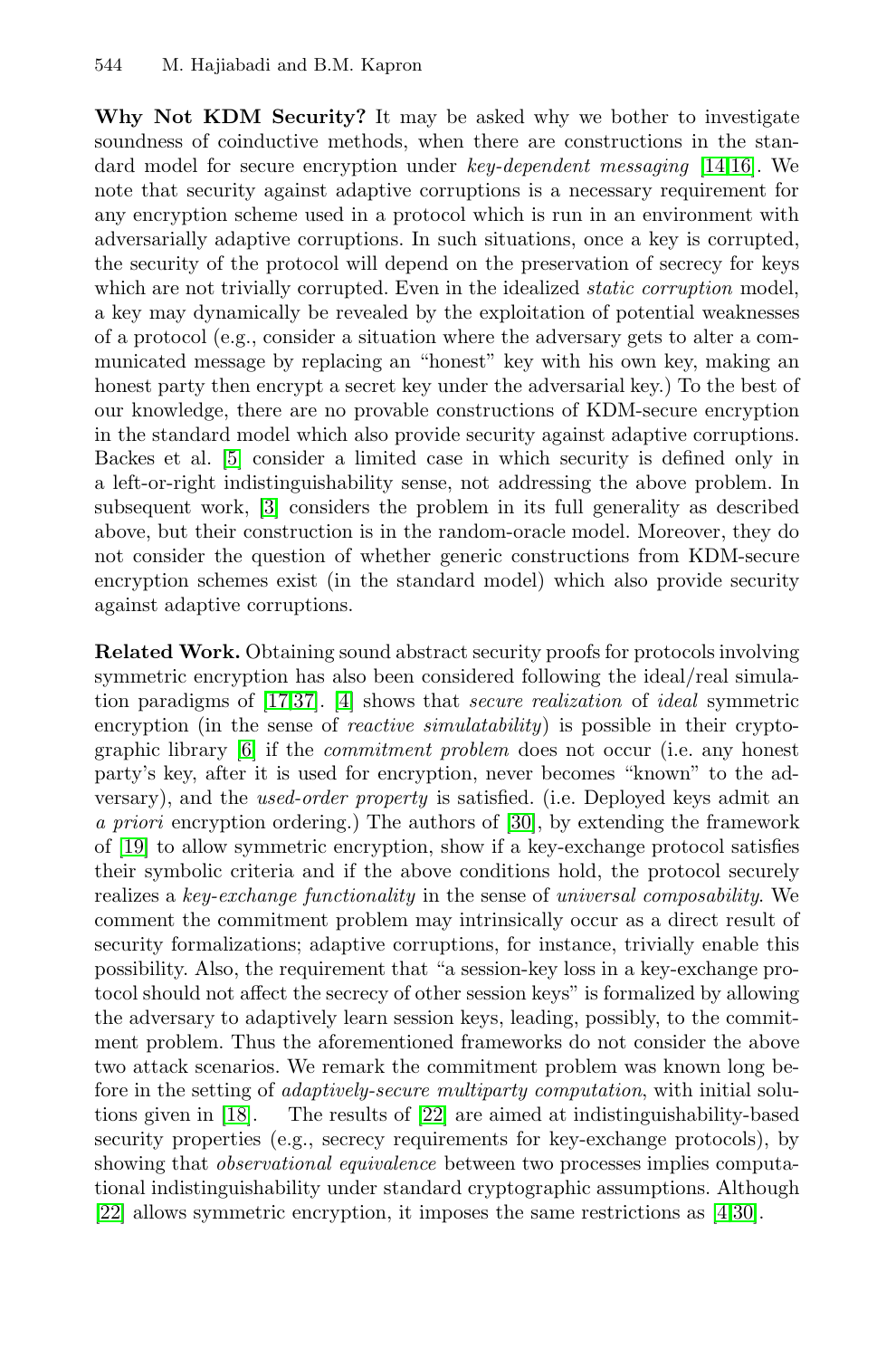**Why Not KDM Security?** It may be asked why we bother to investigate soundness of coinductive methods, when there are constructions in the standard model for secure encryption under *key-dependent messaging* [14,16]. We note that security against adaptive corruptions is a necessary requirement for any encryption scheme used in a protocol which is run in an environment with adversarially adaptive corruptions. In such situations, once a key is corrupted, the security of the protocol will depend on the preservation of secrecy for keys which are not trivially corrupted. Even in the idealized *static corruption* model, a key may dynamically be revealed by the exploitation of potential weaknesses of a protocol (e.g., consider a situation where the adversary gets to alter a communicated message by replacing an "honest" key with his own key, making an honest party then encrypt a secret key under the adversarial key.) To the best of our knowledge, there are no provable constructions of KDM-secure encryption in the standard model which also provide security against adaptive corruptions. Backes et al. [5] consider a limited case in which security is defined only in a left-or-right indistinguishability sense, not addressing the above problem. In subsequent work, [3] considers the problem in its full generality as described above, but their construction is in the random-oracle model. Moreover, they do not consider the question of whether generic constructions from KDM-secure encryption schemes exist (in the standard model) which also provide security against adaptive corruptions.

**Related Work.** Obtaining sound abstract security proofs for protocols involving symmetric encryption has also been considered following the ideal/real simulation paradigms of [17,37]. [4] shows that *secure realization* of *ideal* symmetric encryption (in the sense of *reactive simulatability*) is possible in their cryptographic library [6] if the *commitment problem* does not occur (i.e. any honest party's key, after it is used for encryption, never becomes "known" to the adversary), and the *used-order property* is satisfied. (i.e. Deployed keys admit an *a priori* encryption ordering.) The authors of [30], by extending the framework of [19] to allow symmetric encryption, show if a key-exchange protocol satisfies their symbolic criteria and if the above conditions hold, the protocol securely realizes a *key-exchange functionality* in the sense of *universal composability*. We comment the commitment problem may intrinsically occur as a direct result of security formalizations; adaptive corruptions, for instance, trivially enable this possibility. Also, the requirement that "a session-key loss in a key-exchange protocol should not affect the secrecy of other session keys" is formalized by allowing the adversary to adaptively learn session keys, leading, possibly, to the commitment problem. Thus the aforementioned frameworks do not consider the above two attack scenarios. We remark the commitment problem was known long before in the setting of *adaptively-secure multiparty computation*, with initial solutions given in [18]. The results of [22] are aimed at indistinguishability-based security properties (e.g., secrecy requirements for key-exchange protocols), by showing that *observational equivalence* between two processes implies computational indistinguishability under standard cryptographic assumptions. Although [22] allows symmetric encryption, it imposes the same restrictions as [4,30].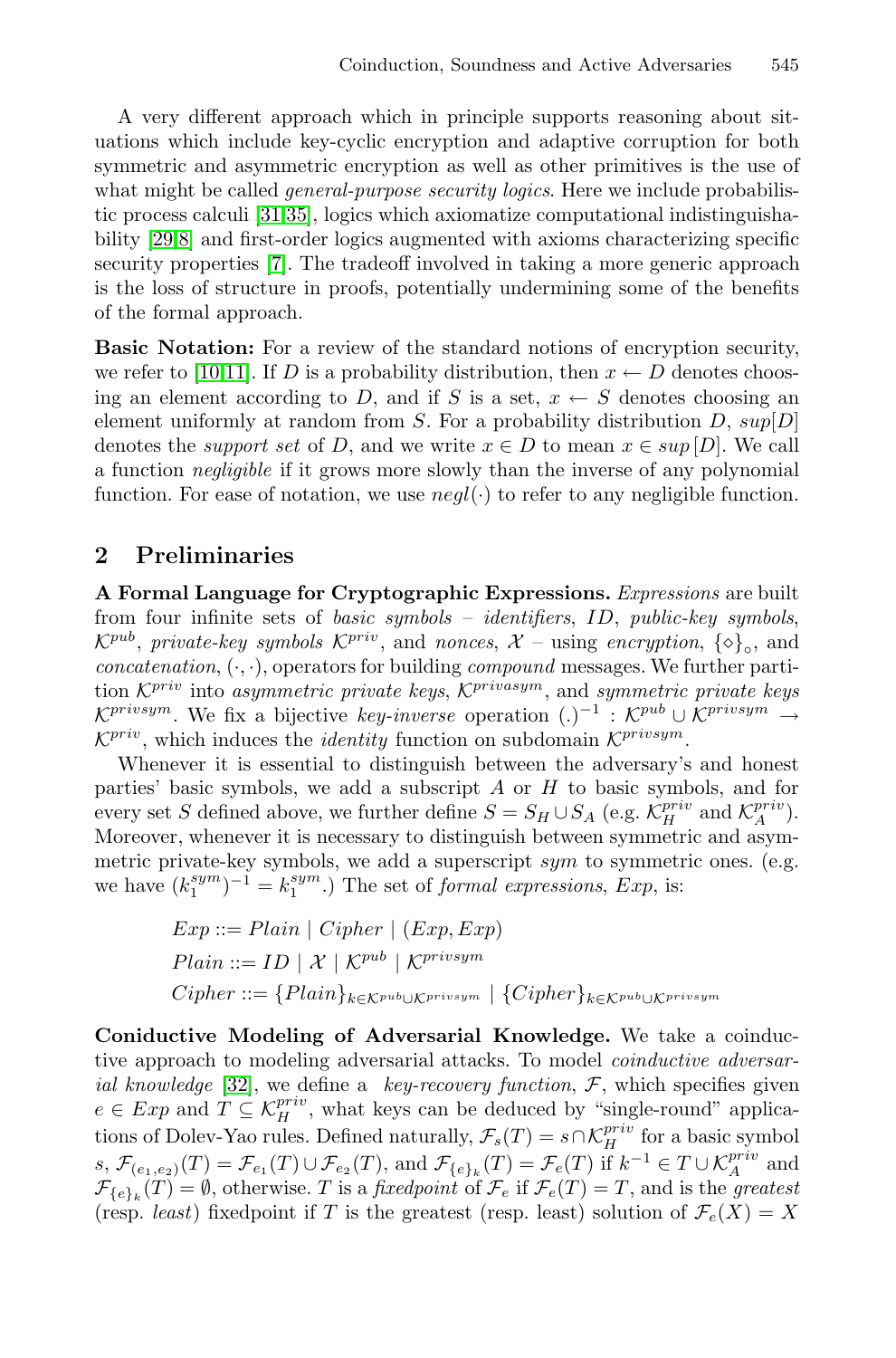A very different approach which in principle supports reasoning about situations which include key-cyclic encryption and adaptive corruption for both symmetric and asymmetric encryption as well as other primitives is the use of what might be called *general-purpose security logics*. Here we include probabilistic process calculi [31,35], logics which axiomatize computational indistinguishability [29,8] and first-order logics augmented with axioms characterizing specific security properties [7]. The tradeoff involved in taking a more generic approach is the loss of structure in proofs, potentially undermining some of the benefits of the formal approach.

**Basic Notation:** For a review of the standard notions of encryption security, we refer to [10,11]. If $D$ is a probability distribution, then $x \leftarrow D$ denotes choosing an element according to $D$, and if $S$ is a set, $x \leftarrow S$ denotes choosing an element uniformly at random from $S$. For a probability distribution $D$, $sup[D]$ denotes the *support set* of $D$, and we write $x \in D$ to mean $x \in sup[D]$. We call a function *negligible* if it grows more slowly than the inverse of any polynomial function. For ease of notation, we use $negl(\cdot)$ to refer to any negligible function.

## 2 Preliminaries

**A Formal Language for Cryptographic Expressions.** *Expressions* are built from four infinite sets of *basic symbols* – *identifiers*, $ID$, *public-key symbols*, $\mathcal{K}^{pub}$, *private-key symbols* $\mathcal{K}^{priv}$, and *nonces*, $\mathcal{X}$ – using *encryption*, $\{\diamond\}_\circ$, and *concatenation*, $(\cdot, \cdot)$, operators for building *compound* messages. We further partition $\mathcal{K}^{priv}$ into *asymmetric private keys*, $\mathcal{K}^{privasym}$, and *symmetric private keys* $\mathcal{K}^{privsym}$. We fix a bijective *key-inverse* operation $(.)^{-1} : \mathcal{K}^{pub} \cup \mathcal{K}^{privsym} \rightarrow \mathcal{K}^{priv}$, which induces the *identity* function on subdomain $\mathcal{K}^{privsym}$.

Whenever it is essential to distinguish between the adversary's and honest parties' basic symbols, we add a subscript $A$ or $H$ to basic symbols, and for every set $S$ defined above, we further define $S = S_H \cup S_A$ (e.g. $\mathcal{K}^{priv}_H$ and $\mathcal{K}^{priv}_A$). Moreover, whenever it is necessary to distinguish between symmetric and asymmetric private-key symbols, we add a superscript *sym* to symmetric ones. (e.g. we have $(k_1^{sym})^{-1} = k_1^{sym}$.) The set of *formal expressions*, $Exp$, is:

$$
\begin{aligned}
&Exp ::= Plain \mid Cipher \mid (Exp, Exp)\\
&Plain ::= ID \mid \mathcal{X} \mid \mathcal{K}^{pub} \mid \mathcal{K}^{privsym}\\
&Cipher ::= \{Plain\}_{k \in \mathcal{K}^{pub} \cup \mathcal{K}^{privsym}} \mid \{Cipher\}_{k \in \mathcal{K}^{pub} \cup \mathcal{K}^{privsym}}
\end{aligned}
$$

**Coniductive Modeling of Adversarial Knowledge.** We take a coinductive approach to modeling adversarial attacks. To model *coinductive adversarial knowledge* [32], we define a *key-recovery function*, $\mathcal{F}$, which specifies given $e \in Exp$ and $T \subseteq \mathcal{K}^{priv}_H$, what keys can be deduced by "single-round" applications of Dolev-Yao rules. Defined naturally, $\mathcal{F}_s(T) = s \cap \mathcal{K}^{priv}_H$ for a basic symbol $s$, $\mathcal{F}_{(e_1,e_2)}(T) = \mathcal{F}_{e_1}(T) \cup \mathcal{F}_{e_2}(T)$, and $\mathcal{F}_{\{e\}_k}(T) = \mathcal{F}_e(T)$ if $k^{-1} \in T \cup \mathcal{K}^{priv}_A$ and $\mathcal{F}_{\{e\}_k}(T) = \emptyset$, otherwise. $T$ is a *fixedpoint* of $\mathcal{F}_e$ if $\mathcal{F}_e(T) = T$, and is the *greatest* (resp. *least*) fixedpoint if $T$ is the greatest (resp. least) solution of $\mathcal{F}_e(X) = X$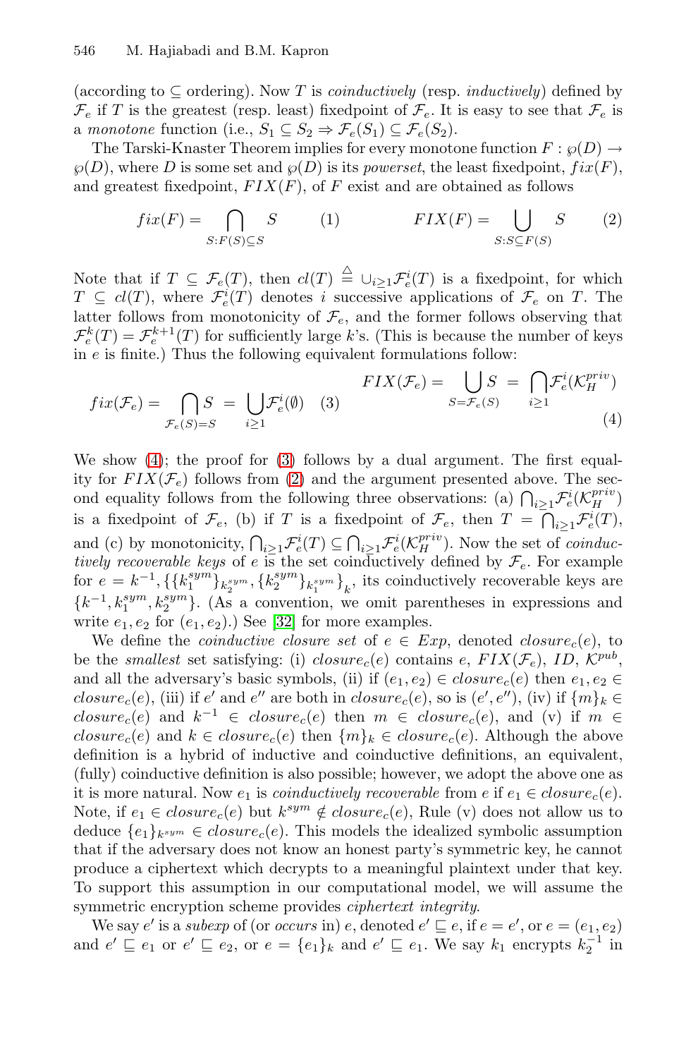(according to $\subseteq$ ordering). Now $T$ is *coinductively* (resp. *inductively*) defined by $\mathcal{F}_e$ if $T$ is the greatest (resp. least) fixedpoint of $\mathcal{F}_e$. It is easy to see that $\mathcal{F}_e$ is a *monotone* function (i.e., $S_1 \subseteq S_2 \Rightarrow \mathcal{F}_e(S_1) \subseteq \mathcal{F}_e(S_2)$.

The Tarski-Knaster Theorem implies for every monotone function $F : \wp(D) \rightarrow \wp(D)$, where $D$ is some set and $\wp(D)$ is its *powerset*, the least fixedpoint, $fix(F)$, and greatest fixedpoint, $FIX(F)$, of $F$ exist and are obtained as follows

$$fix(F) = \bigcap_{S:F(S)\subseteq S} S \qquad (1) \qquad\qquad FIX(F) = \bigcup_{S:S\subseteq F(S)} S \qquad (2)$$

Note that if $T \subseteq \mathcal{F}_e(T)$, then $cl(T) \triangleq \cup_{i\geq 1}\mathcal{F}_e^i(T)$ is a fixedpoint, for which $T \subseteq cl(T)$, where $\mathcal{F}_e^i(T)$ denotes $i$ successive applications of $\mathcal{F}_e$ on $T$. The latter follows from monotonicity of $\mathcal{F}_e$, and the former follows observing that $\mathcal{F}_e^k(T) = \mathcal{F}_e^{k+1}(T)$ for sufficiently large $k$'s. (This is because the number of keys in $e$ is finite.) Thus the following equivalent formulations follow:

$$fix(\mathcal{F}_e) = \bigcap_{\mathcal{F}_e(S)=S} S \;=\; \bigcup_{i\geq 1}\mathcal{F}_e^i(\emptyset) \quad (3) \qquad FIX(\mathcal{F}_e) = \bigcup_{S=\mathcal{F}_e(S)} S \;=\; \bigcap_{i\geq 1}\mathcal{F}_e^i(\mathcal{K}_H^{priv}) \quad (4)$$

We show (4); the proof for (3) follows by a dual argument. The first equality for $FIX(\mathcal{F}_e)$ follows from (2) and the argument presented above. The second equality follows from the following three observations: (a) $\bigcap_{i\geq 1}\mathcal{F}_e^i(\mathcal{K}_H^{priv})$ is a fixedpoint of $\mathcal{F}_e$, (b) if $T$ is a fixedpoint of $\mathcal{F}_e$, then $T = \bigcap_{i\geq 1}\mathcal{F}_e^i(T)$, and (c) by monotonicity, $\bigcap_{i\geq 1}\mathcal{F}_e^i(T) \subseteq \bigcap_{i\geq 1}\mathcal{F}_e^i(\mathcal{K}_H^{priv})$. Now the set of *coinductively recoverable keys* of $e$ is the set coinductively defined by $\mathcal{F}_e$. For example for $e = k^{-1}, \{\{k_1^{sym}\}_{k_2^{sym}}, \{k_2^{sym}\}_{k_1^{sym}}\}_k$, its coinductively recoverable keys are $\{k^{-1}, k_1^{sym}, k_2^{sym}\}$. (As a convention, we omit parentheses in expressions and write $e_1, e_2$ for $(e_1, e_2)$.) See [32] for more examples.

We define the *coinductive closure set* of $e \in Exp$, denoted $closure_c(e)$, to be the *smallest* set satisfying: (i) $closure_c(e)$ contains $e$, $FIX(\mathcal{F}_e)$, $ID$, $\mathcal{K}^{pub}$, and all the adversary's basic symbols, (ii) if $(e_1, e_2) \in closure_c(e)$ then $e_1, e_2 \in closure_c(e)$, (iii) if $e'$ and $e''$ are both in $closure_c(e)$, so is $(e', e'')$, (iv) if $\{m\}_k \in closure_c(e)$ and $k^{-1} \in closure_c(e)$ then $m \in closure_c(e)$, and (v) if $m \in closure_c(e)$ and $k \in closure_c(e)$ then $\{m\}_k \in closure_c(e)$. Although the above definition is a hybrid of inductive and coinductive definitions, an equivalent, (fully) coinductive definition is also possible; however, we adopt the above one as it is more natural. Now $e_1$ is *coinductively recoverable* from $e$ if $e_1 \in closure_c(e)$. Note, if $e_1 \in closure_c(e)$ but $k^{sym} \notin closure_c(e)$, Rule (v) does not allow us to deduce $\{e_1\}_{k^{sym}} \in closure_c(e)$. This models the idealized symbolic assumption that if the adversary does not know an honest party's symmetric key, he cannot produce a ciphertext which decrypts to a meaningful plaintext under that key. To support this assumption in our computational model, we will assume the symmetric encryption scheme provides *ciphertext integrity*.

We say $e'$ is a *subexp* of (or *occurs* in) $e$, denoted $e' \sqsubseteq e$, if $e = e'$, or $e = (e_1, e_2)$ and $e' \sqsubseteq e_1$ or $e' \sqsubseteq e_2$, or $e = \{e_1\}_k$ and $e' \sqsubseteq e_1$. We say $k_1$ encrypts $k_2^{-1}$ in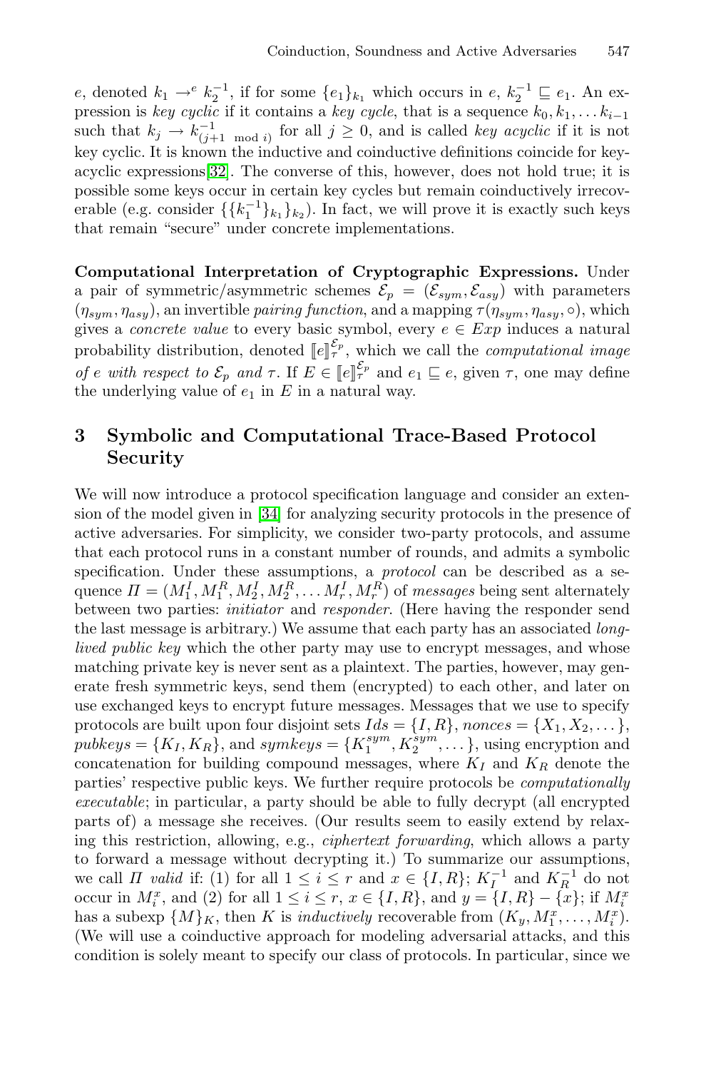$e$, denoted $k_1 \rightarrow^e k_2^{-1}$, if for some $\{e_1\}_{k_1}$ which occurs in $e$, $k_2^{-1} \sqsubseteq e_1$. An expression is *key cyclic* if it contains a *key cycle*, that is a sequence $k_0, k_1, \ldots k_{i-1}$ such that $k_j \rightarrow k_{(j+1 \mod i)}^{-1}$ for all $j \geq 0$, and is called *key acyclic* if it is not key cyclic. It is known the inductive and coinductive definitions coincide for key-acyclic expressions[32]. The converse of this, however, does not hold true; it is possible some keys occur in certain key cycles but remain coinductively irrecoverable (e.g. consider $\{\{k_1^{-1}\}_{k_1}\}_{k_2}$). In fact, we will prove it is exactly such keys that remain "secure" under concrete implementations.

**Computational Interpretation of Cryptographic Expressions.** Under a pair of symmetric/asymmetric schemes $\mathcal{E}_p = (\mathcal{E}_{sym}, \mathcal{E}_{asy})$ with parameters $(\eta_{sym}, \eta_{asy})$, an invertible *pairing function*, and a mapping $\tau(\eta_{sym}, \eta_{asy}, \circ)$, which gives a *concrete value* to every basic symbol, every $e \in Exp$ induces a natural probability distribution, denoted $[\![e]\!]_\tau^{\mathcal{E}_p}$, which we call the *computational image of $e$ with respect to $\mathcal{E}_p$ and $\tau$*. If $E \in [\![e]\!]_\tau^{\mathcal{E}_p}$ and $e_1 \sqsubseteq e$, given $\tau$, one may define the underlying value of $e_1$ in $E$ in a natural way.

## 3 Symbolic and Computational Trace-Based Protocol Security

We will now introduce a protocol specification language and consider an extension of the model given in [34] for analyzing security protocols in the presence of active adversaries. For simplicity, we consider two-party protocols, and assume that each protocol runs in a constant number of rounds, and admits a symbolic specification. Under these assumptions, a *protocol* can be described as a sequence $\Pi = (M_1^I, M_1^R, M_2^I, M_2^R, \ldots M_r^I, M_r^R)$ of *messages* being sent alternately between two parties: *initiator* and *responder*. (Here having the responder send the last message is arbitrary.) We assume that each party has an associated *long-lived public key* which the other party may use to encrypt messages, and whose matching private key is never sent as a plaintext. The parties, however, may generate fresh symmetric keys, send them (encrypted) to each other, and later on use exchanged keys to encrypt future messages. Messages that we use to specify protocols are built upon four disjoint sets $Ids = \{I, R\}$, $nonces = \{X_1, X_2, \ldots\}$, $pubkeys = \{K_I, K_R\}$, and $symkeys = \{K_1^{sym}, K_2^{sym}, \ldots\}$, using encryption and concatenation for building compound messages, where $K_I$ and $K_R$ denote the parties' respective public keys. We further require protocols be *computationally executable*; in particular, a party should be able to fully decrypt (all encrypted parts of) a message she receives. (Our results seem to easily extend by relaxing this restriction, allowing, e.g., *ciphertext forwarding*, which allows a party to forward a message without decrypting it.) To summarize our assumptions, we call $\Pi$ *valid* if: (1) for all $1 \leq i \leq r$ and $x \in \{I, R\}$; $K_I^{-1}$ and $K_R^{-1}$ do not occur in $M_i^x$, and (2) for all $1 \leq i \leq r$, $x \in \{I, R\}$, and $y = \{I, R\} - \{x\}$; if $M_i^x$ has a subexp $\{M\}_K$, then $K$ is *inductively* recoverable from $(K_y, M_1^x, \ldots, M_i^x)$. (We will use a coinductive approach for modeling adversarial attacks, and this condition is solely meant to specify our class of protocols. In particular, since we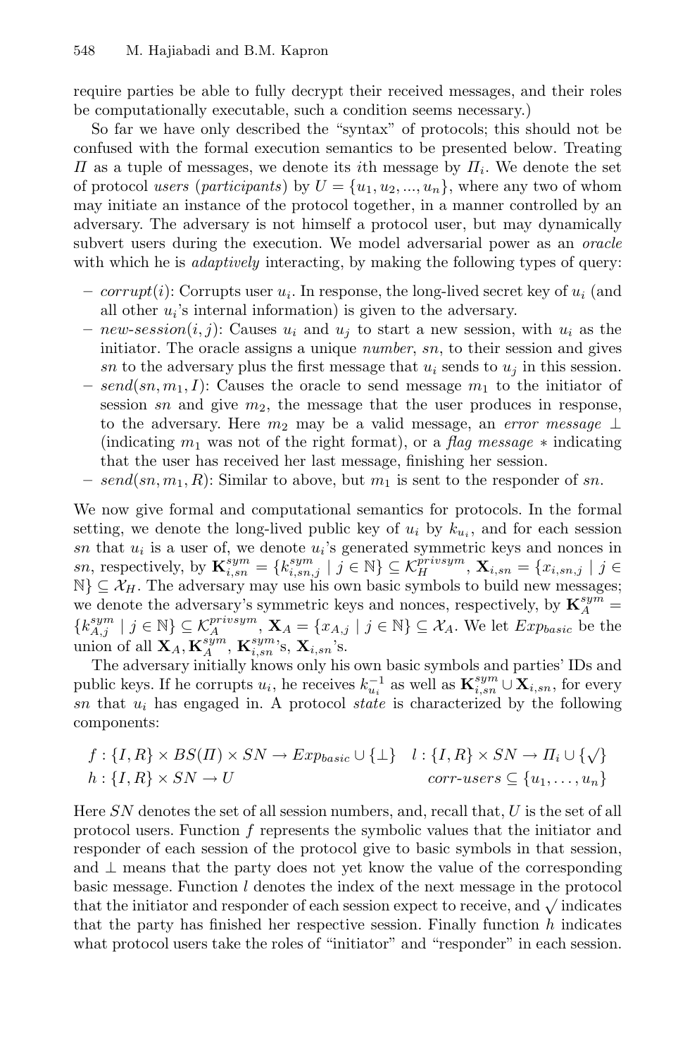require parties be able to fully decrypt their received messages, and their roles be computationally executable, such a condition seems necessary.)

So far we have only described the "syntax" of protocols; this should not be confused with the formal execution semantics to be presented below. Treating $\Pi$ as a tuple of messages, we denote its $i$th message by $\Pi_i$. We denote the set of protocol *users* (*participants*) by $U = \{u_1, u_2, ..., u_n\}$, where any two of whom may initiate an instance of the protocol together, in a manner controlled by an adversary. The adversary is not himself a protocol user, but may dynamically subvert users during the execution. We model adversarial power as an *oracle* with which he is *adaptively* interacting, by making the following types of query:

- *corrupt*$(i)$: Corrupts user $u_i$. In response, the long-lived secret key of $u_i$ (and all other $u_i$'s internal information) is given to the adversary.
- *new-session*$(i, j)$: Causes $u_i$ and $u_j$ to start a new session, with $u_i$ as the initiator. The oracle assigns a unique *number*, $sn$, to their session and gives $sn$ to the adversary plus the first message that $u_i$ sends to $u_j$ in this session.
- *send*$(sn, m_1, I)$: Causes the oracle to send message $m_1$ to the initiator of session $sn$ and give $m_2$, the message that the user produces in response, to the adversary. Here $m_2$ may be a valid message, an *error message* $\perp$ (indicating $m_1$ was not of the right format), or a *flag message* $*$ indicating that the user has received her last message, finishing her session.
- *send*$(sn, m_1, R)$: Similar to above, but $m_1$ is sent to the responder of $sn$.

We now give formal and computational semantics for protocols. In the formal setting, we denote the long-lived public key of $u_i$ by $k_{u_i}$, and for each session $sn$ that $u_i$ is a user of, we denote $u_i$'s generated symmetric keys and nonces in $sn$, respectively, by $\mathbf{K}^{sym}_{i,sn} = \{k^{sym}_{i,sn,j} \mid j \in \mathbb{N}\} \subseteq \mathcal{K}^{privsym}_H$, $\mathbf{X}_{i,sn} = \{x_{i,sn,j} \mid j \in \mathbb{N}\} \subseteq \mathcal{X}_H$. The adversary may use his own basic symbols to build new messages; we denote the adversary's symmetric keys and nonces, respectively, by $\mathbf{K}^{sym}_A = \{k^{sym}_{A,j} \mid j \in \mathbb{N}\} \subseteq \mathcal{K}^{privsym}_A$, $\mathbf{X}_A = \{x_{A,j} \mid j \in \mathbb{N}\} \subseteq \mathcal{X}_A$. We let $Exp_{basic}$ be the union of all $\mathbf{X}_A, \mathbf{K}^{sym}_A$, $\mathbf{K}^{sym}_{i,sn}$'s, $\mathbf{X}_{i,sn}$'s.

The adversary initially knows only his own basic symbols and parties' IDs and public keys. If he corrupts $u_i$, he receives $k^{-1}_{u_i}$ as well as $\mathbf{K}^{sym}_{i,sn} \cup \mathbf{X}_{i,sn}$, for every $sn$ that $u_i$ has engaged in. A protocol *state* is characterized by the following components:

$$f : \{I, R\} \times BS(\Pi) \times SN \rightarrow Exp_{basic} \cup \{\perp\} \quad l : \{I, R\} \times SN \rightarrow \Pi_i \cup \{\surd\}$$
$$h : \{I, R\} \times SN \rightarrow U \qquad\qquad corr\text{-}users \subseteq \{u_1, \ldots, u_n\}$$

Here $SN$ denotes the set of all session numbers, and, recall that, $U$ is the set of all protocol users. Function $f$ represents the symbolic values that the initiator and responder of each session of the protocol give to basic symbols in that session, and $\perp$ means that the party does not yet know the value of the corresponding basic message. Function $l$ denotes the index of the next message in the protocol that the initiator and responder of each session expect to receive, and $\surd$ indicates that the party has finished her respective session. Finally function $h$ indicates what protocol users take the roles of "initiator" and "responder" in each session.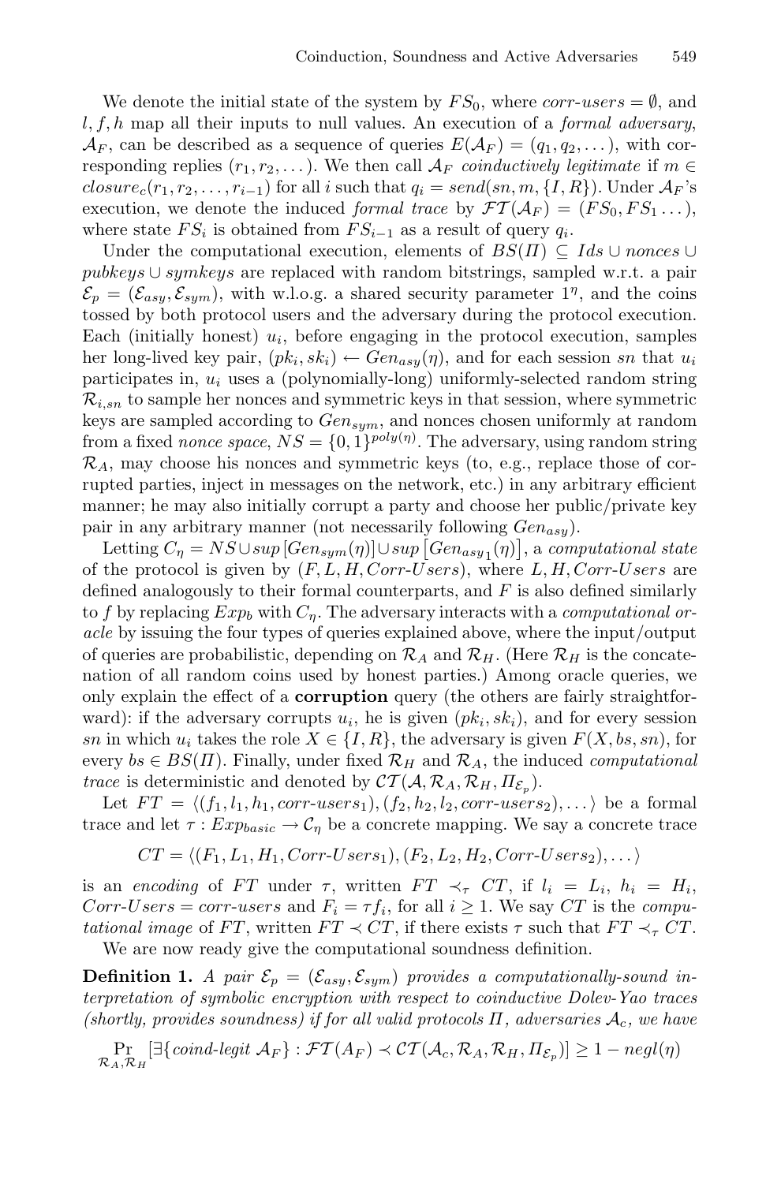We denote the initial state of the system by $FS_0$, where $corr\text{-}users = \emptyset$, and $l, f, h$ map all their inputs to null values. An execution of a *formal adversary*, $\mathcal{A}_F$, can be described as a sequence of queries $E(\mathcal{A}_F) = (q_1, q_2, \dots)$, with corresponding replies $(r_1, r_2, \dots)$. We then call $\mathcal{A}_F$ *coinductively legitimate* if $m \in closure_c(r_1, r_2, \dots, r_{i-1})$ for all $i$ such that $q_i = send(sn, m, \{I, R\})$. Under $\mathcal{A}_F$'s execution, we denote the induced *formal trace* by $\mathcal{FT}(\mathcal{A}_F) = (FS_0, FS_1 \dots)$, where state $FS_i$ is obtained from $FS_{i-1}$ as a result of query $q_i$.

Under the computational execution, elements of $BS(\Pi) \subseteq Ids \cup nonces \cup pubkeys \cup symkeys$ are replaced with random bitstrings, sampled w.r.t. a pair $\mathcal{E}_p = (\mathcal{E}_{asy}, \mathcal{E}_{sym})$, with w.l.o.g. a shared security parameter $1^\eta$, and the coins tossed by both protocol users and the adversary during the protocol execution. Each (initially honest) $u_i$, before engaging in the protocol execution, samples her long-lived key pair, $(pk_i, sk_i) \leftarrow Gen_{asy}(\eta)$, and for each session $sn$ that $u_i$ participates in, $u_i$ uses a (polynomially-long) uniformly-selected random string $\mathcal{R}_{i,sn}$ to sample her nonces and symmetric keys in that session, where symmetric keys are sampled according to $Gen_{sym}$, and nonces chosen uniformly at random from a fixed *nonce space*, $NS = \{0, 1\}^{poly(\eta)}$. The adversary, using random string $\mathcal{R}_A$, may choose his nonces and symmetric keys (to, e.g., replace those of corrupted parties, inject in messages on the network, etc.) in any arbitrary efficient manner; he may also initially corrupt a party and choose her public/private key pair in any arbitrary manner (not necessarily following $Gen_{asy}$).

Letting $C_\eta = NS \cup sup\left[Gen_{sym}(\eta)\right] \cup sup\left[Gen_{asy_1}(\eta)\right]$, a *computational state* of the protocol is given by $(F, L, H, Corr\text{-}Users)$, where $L, H, Corr\text{-}Users$ are defined analogously to their formal counterparts, and $F$ is also defined similarly to $f$ by replacing $Exp_b$ with $C_\eta$. The adversary interacts with a *computational oracle* by issuing the four types of queries explained above, where the input/output of queries are probabilistic, depending on $\mathcal{R}_A$ and $\mathcal{R}_H$. (Here $\mathcal{R}_H$ is the concatenation of all random coins used by honest parties.) Among oracle queries, we only explain the effect of a **corruption** query (the others are fairly straightforward): if the adversary corrupts $u_i$, he is given $(pk_i, sk_i)$, and for every session $sn$ in which $u_i$ takes the role $X \in \{I, R\}$, the adversary is given $F(X, bs, sn)$, for every $bs \in BS(\Pi)$. Finally, under fixed $\mathcal{R}_H$ and $\mathcal{R}_A$, the induced *computational trace* is deterministic and denoted by $\mathcal{CT}(\mathcal{A}, \mathcal{R}_A, \mathcal{R}_H, \Pi_{\mathcal{E}_p})$.

Let $FT = \langle (f_1, l_1, h_1, corr\text{-}users_1), (f_2, h_2, l_2, corr\text{-}users_2), \dots \rangle$ be a formal trace and let $\tau : Exp_{basic} \rightarrow \mathcal{C}_\eta$ be a concrete mapping. We say a concrete trace

$$CT = \langle (F_1, L_1, H_1, Corr\text{-}Users_1), (F_2, L_2, H_2, Corr\text{-}Users_2), \dots \rangle$$

is an *encoding* of $FT$ under $\tau$, written $FT \prec_\tau CT$, if $l_i = L_i$, $h_i = H_i$, $Corr\text{-}Users = corr\text{-}users$ and $F_i = \tau f_i$, for all $i \geq 1$. We say $CT$ is the *computational image* of $FT$, written $FT \prec CT$, if there exists $\tau$ such that $FT \prec_\tau CT$.

We are now ready give the computational soundness definition.

**Definition 1.** *A pair $\mathcal{E}_p = (\mathcal{E}_{asy}, \mathcal{E}_{sym})$ provides a computationally-sound interpretation of symbolic encryption with respect to coinductive Dolev-Yao traces (shortly, provides soundness) if for all valid protocols $\Pi$, adversaries $\mathcal{A}_c$, we have*

$$\Pr_{\mathcal{R}_A, \mathcal{R}_H}\left[\exists \{coind\text{-}legit\ \mathcal{A}_F\} : \mathcal{FT}(A_F) \prec \mathcal{CT}(\mathcal{A}_c, \mathcal{R}_A, \mathcal{R}_H, \Pi_{\mathcal{E}_p})\right] \geq 1 - negl(\eta)$$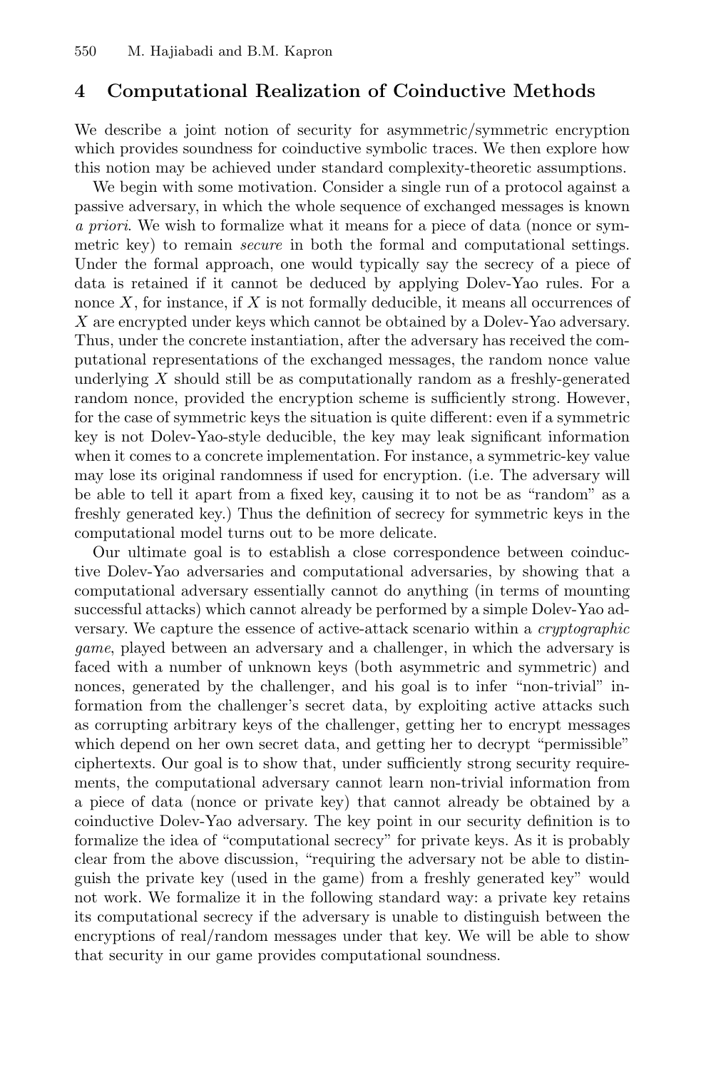## 4 Computational Realization of Coinductive Methods

We describe a joint notion of security for asymmetric/symmetric encryption which provides soundness for coinductive symbolic traces. We then explore how this notion may be achieved under standard complexity-theoretic assumptions.

We begin with some motivation. Consider a single run of a protocol against a passive adversary, in which the whole sequence of exchanged messages is known *a priori*. We wish to formalize what it means for a piece of data (nonce or symmetric key) to remain *secure* in both the formal and computational settings. Under the formal approach, one would typically say the secrecy of a piece of data is retained if it cannot be deduced by applying Dolev-Yao rules. For a nonce $X$, for instance, if $X$ is not formally deducible, it means all occurrences of $X$ are encrypted under keys which cannot be obtained by a Dolev-Yao adversary. Thus, under the concrete instantiation, after the adversary has received the computational representations of the exchanged messages, the random nonce value underlying $X$ should still be as computationally random as a freshly-generated random nonce, provided the encryption scheme is sufficiently strong. However, for the case of symmetric keys the situation is quite different: even if a symmetric key is not Dolev-Yao-style deducible, the key may leak significant information when it comes to a concrete implementation. For instance, a symmetric-key value may lose its original randomness if used for encryption. (i.e. The adversary will be able to tell it apart from a fixed key, causing it to not be as "random" as a freshly generated key.) Thus the definition of secrecy for symmetric keys in the computational model turns out to be more delicate.

Our ultimate goal is to establish a close correspondence between coinductive Dolev-Yao adversaries and computational adversaries, by showing that a computational adversary essentially cannot do anything (in terms of mounting successful attacks) which cannot already be performed by a simple Dolev-Yao adversary. We capture the essence of active-attack scenario within a *cryptographic game*, played between an adversary and a challenger, in which the adversary is faced with a number of unknown keys (both asymmetric and symmetric) and nonces, generated by the challenger, and his goal is to infer "non-trivial" information from the challenger's secret data, by exploiting active attacks such as corrupting arbitrary keys of the challenger, getting her to encrypt messages which depend on her own secret data, and getting her to decrypt "permissible" ciphertexts. Our goal is to show that, under sufficiently strong security requirements, the computational adversary cannot learn non-trivial information from a piece of data (nonce or private key) that cannot already be obtained by a coinductive Dolev-Yao adversary. The key point in our security definition is to formalize the idea of "computational secrecy" for private keys. As it is probably clear from the above discussion, "requiring the adversary not be able to distinguish the private key (used in the game) from a freshly generated key" would not work. We formalize it in the following standard way: a private key retains its computational secrecy if the adversary is unable to distinguish between the encryptions of real/random messages under that key. We will be able to show that security in our game provides computational soundness.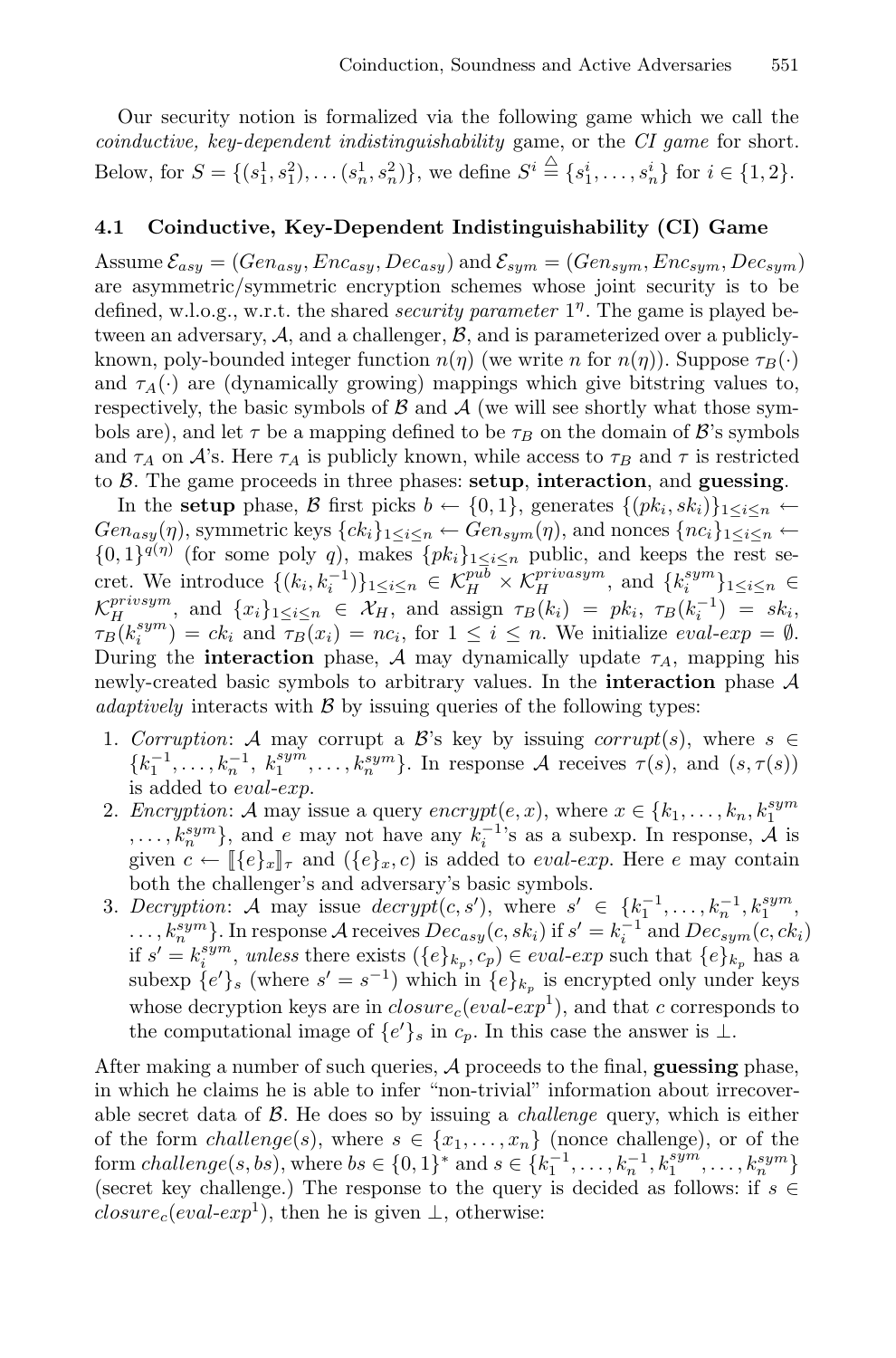Our security notion is formalized via the following game which we call the *coinductive, key-dependent indistinguishability* game, or the *CI game* for short. Below, for $S = \{(s_1^1, s_1^2), \ldots (s_n^1, s_n^2)\}$, we define $S^i \stackrel{\triangle}{=} \{s_1^i, \ldots, s_n^i\}$ for $i \in \{1, 2\}$.

### 4.1 Coinductive, Key-Dependent Indistinguishability (CI) Game

Assume $\mathcal{E}_{asy} = (Gen_{asy}, Enc_{asy}, Dec_{asy})$ and $\mathcal{E}_{sym} = (Gen_{sym}, Enc_{sym}, Dec_{sym})$ are asymmetric/symmetric encryption schemes whose joint security is to be defined, w.l.o.g., w.r.t. the shared *security parameter* $1^\eta$. The game is played between an adversary, $\mathcal{A}$, and a challenger, $\mathcal{B}$, and is parameterized over a publicly-known, poly-bounded integer function $n(\eta)$ (we write $n$ for $n(\eta)$). Suppose $\tau_B(\cdot)$ and $\tau_A(\cdot)$ are (dynamically growing) mappings which give bitstring values to, respectively, the basic symbols of $\mathcal{B}$ and $\mathcal{A}$ (we will see shortly what those symbols are), and let $\tau$ be a mapping defined to be $\tau_B$ on the domain of $\mathcal{B}$'s symbols and $\tau_A$ on $\mathcal{A}$'s. Here $\tau_A$ is publicly known, while access to $\tau_B$ and $\tau$ is restricted to $\mathcal{B}$. The game proceeds in three phases: **setup**, **interaction**, and **guessing**.

In the **setup** phase, $\mathcal{B}$ first picks $b \leftarrow \{0,1\}$, generates $\{(pk_i, sk_i)\}_{1 \le i \le n} \leftarrow Gen_{asy}(\eta)$, symmetric keys $\{ck_i\}_{1 \le i \le n} \leftarrow Gen_{sym}(\eta)$, and nonces $\{nc_i\}_{1 \le i \le n} \leftarrow \{0,1\}^{q(\eta)}$ (for some poly $q$), makes $\{pk_i\}_{1 \le i \le n}$ public, and keeps the rest secret. We introduce $\{(k_i, k_i^{-1})\}_{1 \le i \le n} \in \mathcal{K}_H^{pub} \times \mathcal{K}_H^{privasym}$, and $\{k_i^{sym}\}_{1 \le i \le n} \in \mathcal{K}_H^{privsym}$, and $\{x_i\}_{1 \le i \le n} \in \mathcal{X}_H$, and assign $\tau_B(k_i) = pk_i$, $\tau_B(k_i^{-1}) = sk_i$, $\tau_B(k_i^{sym}) = ck_i$ and $\tau_B(x_i) = nc_i$, for $1 \le i \le n$. We initialize $eval\text{-}exp = \emptyset$. During the **interaction** phase, $\mathcal{A}$ may dynamically update $\tau_A$, mapping his newly-created basic symbols to arbitrary values. In the **interaction** phase $\mathcal{A}$ *adaptively* interacts with $\mathcal{B}$ by issuing queries of the following types:

1. *Corruption*: $\mathcal{A}$ may corrupt a $\mathcal{B}$'s key by issuing $corrupt(s)$, where $s \in \{k_1^{-1}, \ldots, k_n^{-1}, k_1^{sym}, \ldots, k_n^{sym}\}$. In response $\mathcal{A}$ receives $\tau(s)$, and $(s, \tau(s))$ is added to $eval\text{-}exp$.
2. *Encryption*: $\mathcal{A}$ may issue a query $encrypt(e, x)$, where $x \in \{k_1, \ldots, k_n, k_1^{sym}, \ldots, k_n^{sym}\}$, and $e$ may not have any $k_i^{-1}$'s as a subexp. In response, $\mathcal{A}$ is given $c \leftarrow [\![\{e\}_x]\!]_\tau$ and $(\{e\}_x, c)$ is added to $eval\text{-}exp$. Here $e$ may contain both the challenger's and adversary's basic symbols.
3. *Decryption*: $\mathcal{A}$ may issue $decrypt(c, s')$, where $s' \in \{k_1^{-1}, \ldots, k_n^{-1}, k_1^{sym}, \ldots, k_n^{sym}\}$. In response $\mathcal{A}$ receives $Dec_{asy}(c, sk_i)$ if $s' = k_i^{-1}$ and $Dec_{sym}(c, ck_i)$ if $s' = k_i^{sym}$, *unless* there exists $(\{e\}_{k_p}, c_p) \in eval\text{-}exp$ such that $\{e\}_{k_p}$ has a subexp $\{e'\}_s$ (where $s' = s^{-1}$) which in $\{e\}_{k_p}$ is encrypted only under keys whose decryption keys are in $closure_c(eval\text{-}exp^1)$, and that $c$ corresponds to the computational image of $\{e'\}_s$ in $c_p$. In this case the answer is $\perp$.

After making a number of such queries, $\mathcal{A}$ proceeds to the final, **guessing** phase, in which he claims he is able to infer "non-trivial" information about irrecoverable secret data of $\mathcal{B}$. He does so by issuing a *challenge* query, which is either of the form $challenge(s)$, where $s \in \{x_1, \ldots, x_n\}$ (nonce challenge), or of the form $challenge(s, bs)$, where $bs \in \{0,1\}^*$ and $s \in \{k_1^{-1}, \ldots, k_n^{-1}, k_1^{sym}, \ldots, k_n^{sym}\}$ (secret key challenge.) The response to the query is decided as follows: if $s \in closure_c(eval\text{-}exp^1)$, then he is given $\perp$, otherwise: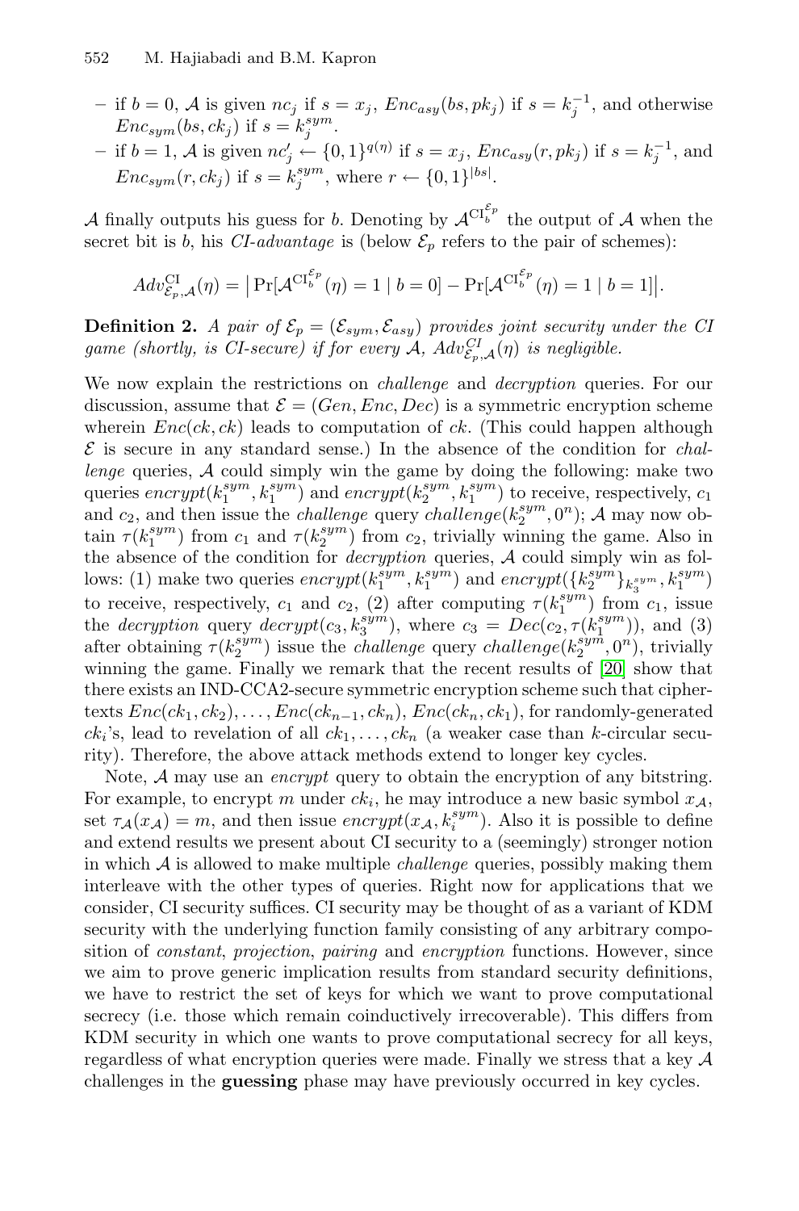– if $b = 0$, $\mathcal{A}$ is given $nc_j$ if $s = x_j$, $Enc_{asy}(bs, pk_j)$ if $s = k_j^{-1}$, and otherwise $Enc_{sym}(bs, ck_j)$ if $s = k_j^{sym}$.
– if $b = 1$, $\mathcal{A}$ is given $nc'_j \leftarrow \{0,1\}^{q(\eta)}$ if $s = x_j$, $Enc_{asy}(r, pk_j)$ if $s = k_j^{-1}$, and $Enc_{sym}(r, ck_j)$ if $s = k_j^{sym}$, where $r \leftarrow \{0,1\}^{|bs|}$.

$\mathcal{A}$ finally outputs his guess for $b$. Denoting by $\mathcal{A}^{\mathrm{CI}_b^{\mathcal{E}_p}}$ the output of $\mathcal{A}$ when the secret bit is $b$, his *CI-advantage* is (below $\mathcal{E}_p$ refers to the pair of schemes):

$$Adv^{\mathrm{CI}}_{\mathcal{E}_p,\mathcal{A}}(\eta) = \big|\Pr[\mathcal{A}^{\mathrm{CI}_b^{\mathcal{E}_p}}(\eta) = 1 \mid b = 0] - \Pr[\mathcal{A}^{\mathrm{CI}_b^{\mathcal{E}_p}}(\eta) = 1 \mid b = 1]\big|.$$

**Definition 2.** *A pair of $\mathcal{E}_p = (\mathcal{E}_{sym}, \mathcal{E}_{asy})$ provides joint security under the CI game (shortly, is CI-secure) if for every $\mathcal{A}$, $Adv^{CI}_{\mathcal{E}_p,\mathcal{A}}(\eta)$ is negligible.*

We now explain the restrictions on *challenge* and *decryption* queries. For our discussion, assume that $\mathcal{E} = (Gen, Enc, Dec)$ is a symmetric encryption scheme wherein $Enc(ck, ck)$ leads to computation of $ck$. (This could happen although $\mathcal{E}$ is secure in any standard sense.) In the absence of the condition for *challenge* queries, $\mathcal{A}$ could simply win the game by doing the following: make two queries $encrypt(k_1^{sym}, k_1^{sym})$ and $encrypt(k_2^{sym}, k_1^{sym})$ to receive, respectively, $c_1$ and $c_2$, and then issue the *challenge* query $challenge(k_2^{sym}, 0^n)$; $\mathcal{A}$ may now obtain $\tau(k_1^{sym})$ from $c_1$ and $\tau(k_2^{sym})$ from $c_2$, trivially winning the game. Also in the absence of the condition for *decryption* queries, $\mathcal{A}$ could simply win as follows: (1) make two queries $encrypt(k_1^{sym}, k_1^{sym})$ and $encrypt(\{k_2^{sym}\}_{k_3^{sym}}, k_1^{sym})$ to receive, respectively, $c_1$ and $c_2$, (2) after computing $\tau(k_1^{sym})$ from $c_1$, issue the *decryption* query $decrypt(c_3, k_3^{sym})$, where $c_3 = Dec(c_2, \tau(k_1^{sym}))$, and (3) after obtaining $\tau(k_2^{sym})$ issue the *challenge* query $challenge(k_2^{sym}, 0^n)$, trivially winning the game. Finally we remark that the recent results of [20] show that there exists an IND-CCA2-secure symmetric encryption scheme such that ciphertexts $Enc(ck_1, ck_2), \ldots, Enc(ck_{n-1}, ck_n), Enc(ck_n, ck_1)$, for randomly-generated $ck_i$'s, lead to revelation of all $ck_1, \ldots, ck_n$ (a weaker case than $k$-circular security). Therefore, the above attack methods extend to longer key cycles.

Note, $\mathcal{A}$ may use an *encrypt* query to obtain the encryption of any bitstring. For example, to encrypt $m$ under $ck_i$, he may introduce a new basic symbol $x_{\mathcal{A}}$, set $\tau_{\mathcal{A}}(x_{\mathcal{A}}) = m$, and then issue $encrypt(x_{\mathcal{A}}, k_i^{sym})$. Also it is possible to define and extend results we present about CI security to a (seemingly) stronger notion in which $\mathcal{A}$ is allowed to make multiple *challenge* queries, possibly making them interleave with the other types of queries. Right now for applications that we consider, CI security suffices. CI security may be thought of as a variant of KDM security with the underlying function family consisting of any arbitrary composition of *constant*, *projection*, *pairing* and *encryption* functions. However, since we aim to prove generic implication results from standard security definitions, we have to restrict the set of keys for which we want to prove computational secrecy (i.e. those which remain coinductively irrecoverable). This differs from KDM security in which one wants to prove computational secrecy for all keys, regardless of what encryption queries were made. Finally we stress that a key $\mathcal{A}$ challenges in the **guessing** phase may have previously occurred in key cycles.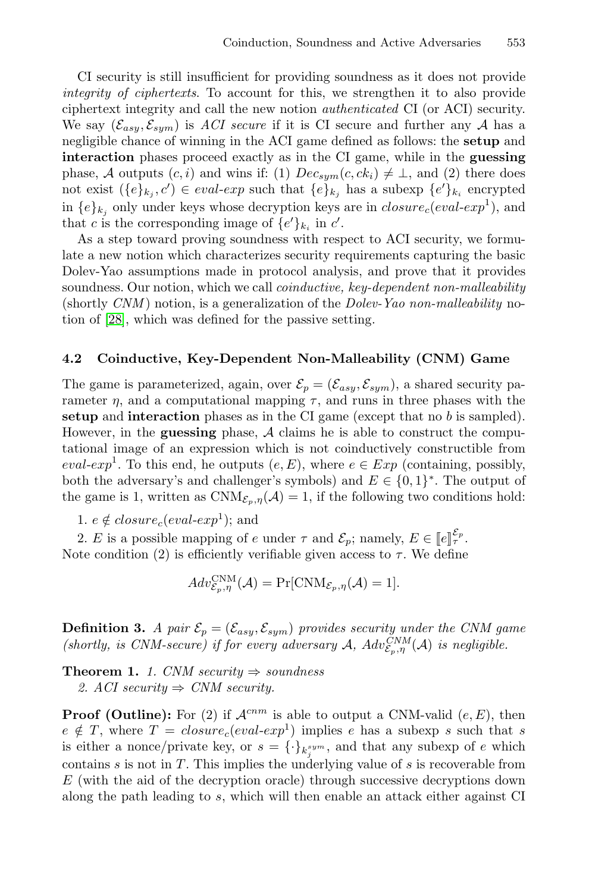CI security is still insufficient for providing soundness as it does not provide *integrity of ciphertexts*. To account for this, we strengthen it to also provide ciphertext integrity and call the new notion *authenticated* CI (or ACI) security. We say $(\mathcal{E}_{asy}, \mathcal{E}_{sym})$ is *ACI secure* if it is CI secure and further any $\mathcal{A}$ has a negligible chance of winning in the ACI game defined as follows: the **setup** and **interaction** phases proceed exactly as in the CI game, while in the **guessing** phase, $\mathcal{A}$ outputs $(c, i)$ and wins if: (1) $Dec_{sym}(c, ck_i) \neq \bot$, and (2) there does not exist $(\{e\}_{k_j}, c') \in eval\text{-}exp$ such that $\{e\}_{k_j}$ has a subexp $\{e'\}_{k_i}$ encrypted in $\{e\}_{k_j}$ only under keys whose decryption keys are in $closure_c(eval\text{-}exp^1)$, and that $c$ is the corresponding image of $\{e'\}_{k_i}$ in $c'$.

As a step toward proving soundness with respect to ACI security, we formulate a new notion which characterizes security requirements capturing the basic Dolev-Yao assumptions made in protocol analysis, and prove that it provides soundness. Our notion, which we call *coinductive, key-dependent non-malleability* (shortly *CNM*) notion, is a generalization of the *Dolev-Yao non-malleability* notion of [28], which was defined for the passive setting.

### 4.2 Coinductive, Key-Dependent Non-Malleability (CNM) Game

The game is parameterized, again, over $\mathcal{E}_p = (\mathcal{E}_{asy}, \mathcal{E}_{sym})$, a shared security parameter $\eta$, and a computational mapping $\tau$, and runs in three phases with the **setup** and **interaction** phases as in the CI game (except that no $b$ is sampled). However, in the **guessing** phase, $\mathcal{A}$ claims he is able to construct the computational image of an expression which is not coinductively constructible from $eval\text{-}exp^1$. To this end, he outputs $(e, E)$, where $e \in Exp$ (containing, possibly, both the adversary's and challenger's symbols) and $E \in \{0,1\}^*$. The output of the game is 1, written as $\mathrm{CNM}_{\mathcal{E}_p,\eta}(\mathcal{A}) = 1$, if the following two conditions hold:

1. $e \notin closure_c(eval\text{-}exp^1)$; and
2. $E$ is a possible mapping of $e$ under $\tau$ and $\mathcal{E}_p$; namely, $E \in [\![e]\!]_\tau^{\mathcal{E}_p}$.

Note condition (2) is efficiently verifiable given access to $\tau$. We define

$$Adv^{\mathrm{CNM}}_{\mathcal{E}_p,\eta}(\mathcal{A}) = \Pr[\mathrm{CNM}_{\mathcal{E}_p,\eta}(\mathcal{A}) = 1].$$

**Definition 3.** *A pair $\mathcal{E}_p = (\mathcal{E}_{asy}, \mathcal{E}_{sym})$ provides security under the CNM game (shortly, is CNM-secure) if for every adversary $\mathcal{A}$, $Adv^{CNM}_{\mathcal{E}_p,\eta}(\mathcal{A})$ is negligible.*

**Theorem 1.** *1. CNM security $\Rightarrow$ soundness*
*2. ACI security $\Rightarrow$ CNM security.*

**Proof (Outline):** For (2) if $\mathcal{A}^{cnm}$ is able to output a CNM-valid $(e, E)$, then $e \notin T$, where $T = closure_c(eval\text{-}exp^1)$ implies $e$ has a subexp $s$ such that $s$ is either a nonce/private key, or $s = \{\cdot\}_{k_j^{sym}}$, and that any subexp of $e$ which contains $s$ is not in $T$. This implies the underlying value of $s$ is recoverable from $E$ (with the aid of the decryption oracle) through successive decryptions down along the path leading to $s$, which will then enable an attack either against CI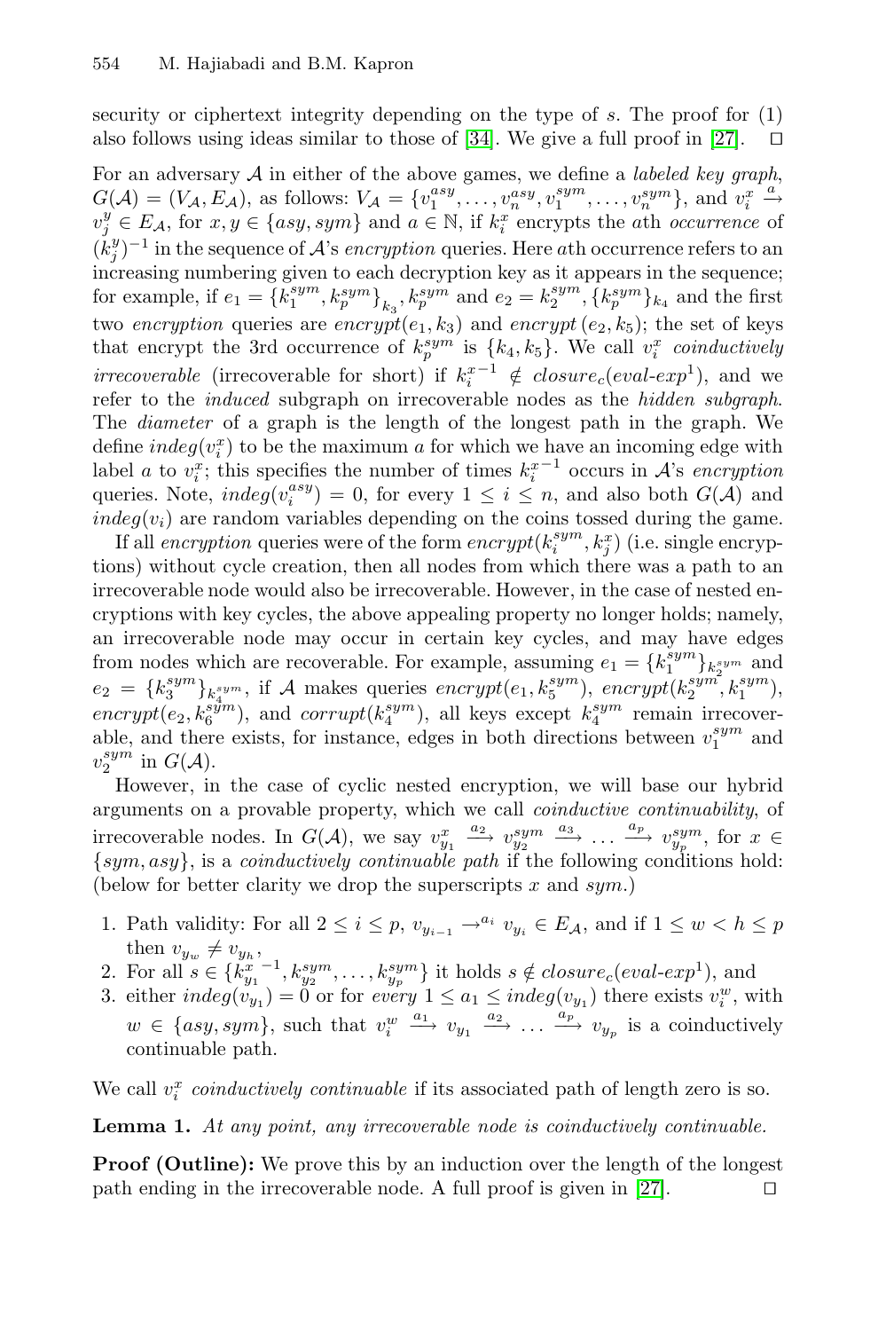security or ciphertext integrity depending on the type of $s$. The proof for (1) also follows using ideas similar to those of [34]. We give a full proof in [27]. $\square$

For an adversary $\mathcal{A}$ in either of the above games, we define a *labeled key graph*, $G(\mathcal{A}) = (V_\mathcal{A}, E_\mathcal{A})$, as follows: $V_\mathcal{A} = \{v_1^{asy}, \ldots, v_n^{asy}, v_1^{sym}, \ldots, v_n^{sym}\}$, and $v_i^x \xrightarrow{a} v_j^y \in E_\mathcal{A}$, for $x, y \in \{asy, sym\}$ and $a \in \mathbb{N}$, if $k_i^x$ encrypts the $a$th *occurrence* of $(k_j^y)^{-1}$ in the sequence of $\mathcal{A}$'s *encryption* queries. Here $a$th occurrence refers to an increasing numbering given to each decryption key as it appears in the sequence; for example, if $e_1 = \{k_1^{sym}, k_p^{sym}\}_{k_3}, k_p^{sym}$ and $e_2 = k_2^{sym}, \{k_p^{sym}\}_{k_4}$ and the first two *encryption* queries are $encrypt(e_1, k_3)$ and $encrypt\,(e_2, k_5)$; the set of keys that encrypt the 3rd occurrence of $k_p^{sym}$ is $\{k_4, k_5\}$. We call $v_i^x$ *coinductively irrecoverable* (irrecoverable for short) if $k_i^{x-1} \notin closure_c(eval\text{-}exp^1)$, and we refer to the *induced* subgraph on irrecoverable nodes as the *hidden subgraph*. The *diameter* of a graph is the length of the longest path in the graph. We define $indeg(v_i^x)$ to be the maximum $a$ for which we have an incoming edge with label $a$ to $v_i^x$; this specifies the number of times $k_i^{x-1}$ occurs in $\mathcal{A}$'s *encryption* queries. Note, $indeg(v_i^{asy}) = 0$, for every $1 \leq i \leq n$, and also both $G(\mathcal{A})$ and $indeg(v_i)$ are random variables depending on the coins tossed during the game.

If all *encryption* queries were of the form $encrypt(k_i^{sym}, k_j^x)$ (i.e. single encryptions) without cycle creation, then all nodes from which there was a path to an irrecoverable node would also be irrecoverable. However, in the case of nested encryptions with key cycles, the above appealing property no longer holds; namely, an irrecoverable node may occur in certain key cycles, and may have edges from nodes which are recoverable. For example, assuming $e_1 = \{k_1^{sym}\}_{k_2^{sym}}$ and $e_2 = \{k_3^{sym}\}_{k_4^{sym}}$, if $\mathcal{A}$ makes queries $encrypt(e_1, k_5^{sym})$, $encrypt(k_2^{sym}, k_1^{sym})$, $encrypt(e_2, k_6^{sym})$, and $corrupt(k_4^{sym})$, all keys except $k_4^{sym}$ remain irrecoverable, and there exists, for instance, edges in both directions between $v_1^{sym}$ and $v_2^{sym}$ in $G(\mathcal{A})$.

However, in the case of cyclic nested encryption, we will base our hybrid arguments on a provable property, which we call *coinductive continuability*, of irrecoverable nodes. In $G(\mathcal{A})$, we say $v_{y_1}^x \xrightarrow{a_2} v_{y_2}^{sym} \xrightarrow{a_3} \ldots \xrightarrow{a_p} v_{y_p}^{sym}$, for $x \in \{sym, asy\}$, is a *coinductively continuable path* if the following conditions hold: (below for better clarity we drop the superscripts $x$ and $sym$.)

1. Path validity: For all $2 \leq i \leq p$, $v_{y_{i-1}} \rightarrow^{a_i} v_{y_i} \in E_\mathcal{A}$, and if $1 \leq w < h \leq p$ then $v_{y_w} \neq v_{y_h}$,
2. For all $s \in \{k_{y_1}^{x\,-1}, k_{y_2}^{sym}, \ldots, k_{y_p}^{sym}\}$ it holds $s \notin closure_c(eval\text{-}exp^1)$, and
3. either $indeg(v_{y_1}) = 0$ or for *every* $1 \leq a_1 \leq indeg(v_{y_1})$ there exists $v_i^w$, with $w \in \{asy, sym\}$, such that $v_i^w \xrightarrow{a_1} v_{y_1} \xrightarrow{a_2} \ldots \xrightarrow{a_p} v_{y_p}$ is a coinductively continuable path.

We call $v_i^x$ *coinductively continuable* if its associated path of length zero is so.

**Lemma 1.** *At any point, any irrecoverable node is coinductively continuable.*

**Proof (Outline):** We prove this by an induction over the length of the longest path ending in the irrecoverable node. A full proof is given in [27]. $\square$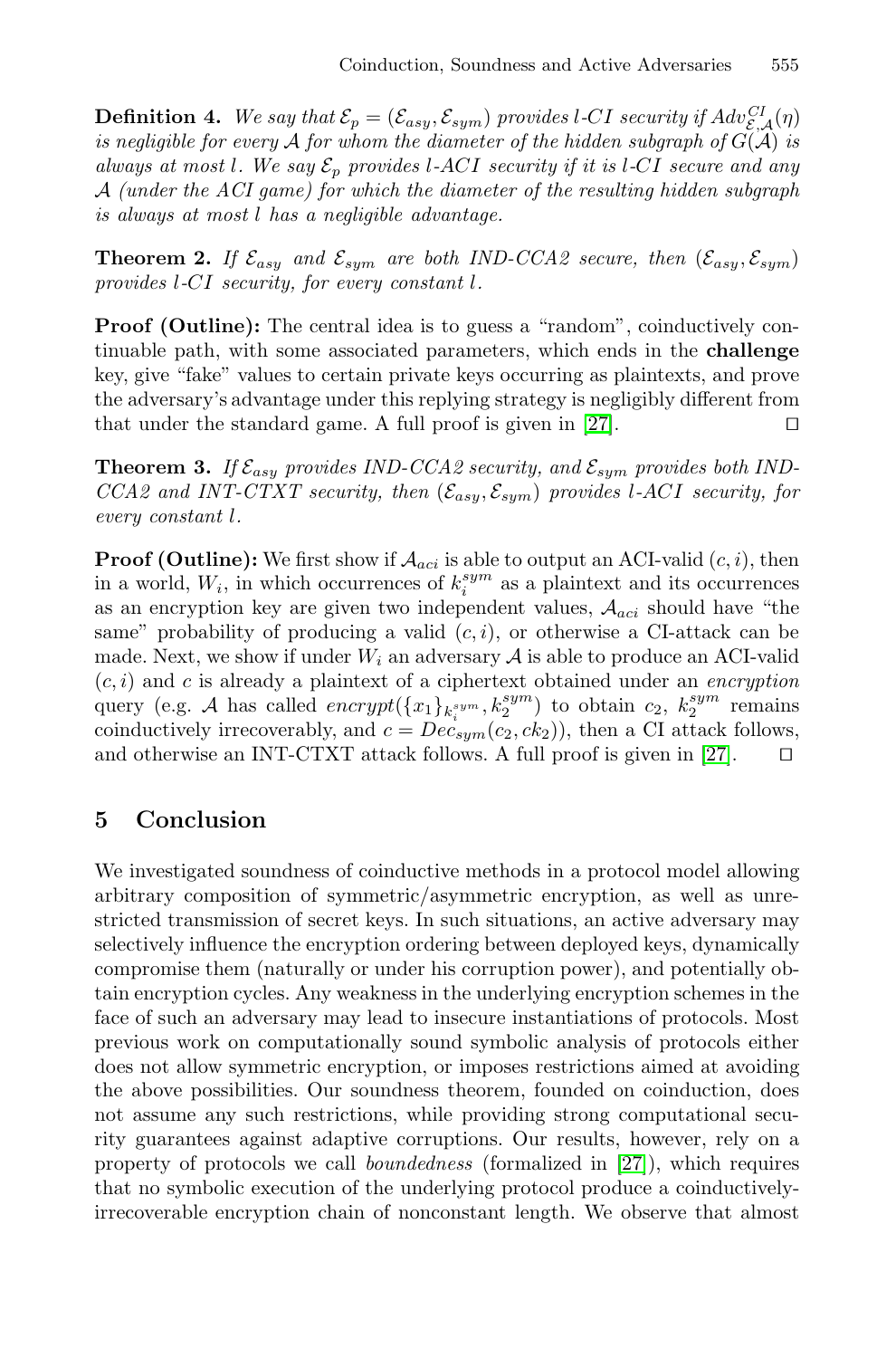**Definition 4.** *We say that $\mathcal{E}_p = (\mathcal{E}_{asy}, \mathcal{E}_{sym})$ provides l-CI security if $Adv^{CI}_{\mathcal{E},\mathcal{A}}(\eta)$ is negligible for every $\mathcal{A}$ for whom the diameter of the hidden subgraph of $G(\mathcal{A})$ is always at most $l$. We say $\mathcal{E}_p$ provides l-ACI security if it is l-CI secure and any $\mathcal{A}$ (under the ACI game) for which the diameter of the resulting hidden subgraph is always at most $l$ has a negligible advantage.*

**Theorem 2.** *If $\mathcal{E}_{asy}$ and $\mathcal{E}_{sym}$ are both IND-CCA2 secure, then $(\mathcal{E}_{asy}, \mathcal{E}_{sym})$ provides l-CI security, for every constant $l$.*

**Proof (Outline):** The central idea is to guess a "random", coinductively continuable path, with some associated parameters, which ends in the **challenge** key, give "fake" values to certain private keys occurring as plaintexts, and prove the adversary's advantage under this replying strategy is negligibly different from that under the standard game. A full proof is given in [27]. ◻

**Theorem 3.** *If $\mathcal{E}_{asy}$ provides IND-CCA2 security, and $\mathcal{E}_{sym}$ provides both IND-CCA2 and INT-CTXT security, then $(\mathcal{E}_{asy}, \mathcal{E}_{sym})$ provides l-ACI security, for every constant $l$.*

**Proof (Outline):** We first show if $\mathcal{A}_{aci}$ is able to output an ACI-valid $(c, i)$, then in a world, $W_i$, in which occurrences of $k_i^{sym}$ as a plaintext and its occurrences as an encryption key are given two independent values, $\mathcal{A}_{aci}$ should have "the same" probability of producing a valid $(c, i)$, or otherwise a CI-attack can be made. Next, we show if under $W_i$ an adversary $\mathcal{A}$ is able to produce an ACI-valid $(c, i)$ and $c$ is already a plaintext of a ciphertext obtained under an *encryption* query (e.g. $\mathcal{A}$ has called $encrypt(\{x_1\}_{k_i^{sym}}, k_2^{sym})$ to obtain $c_2$, $k_2^{sym}$ remains coinductively irrecoverably, and $c = Dec_{sym}(c_2, ck_2)$), then a CI attack follows, and otherwise an INT-CTXT attack follows. A full proof is given in [27]. ◻

## 5 Conclusion

We investigated soundness of coinductive methods in a protocol model allowing arbitrary composition of symmetric/asymmetric encryption, as well as unrestricted transmission of secret keys. In such situations, an active adversary may selectively influence the encryption ordering between deployed keys, dynamically compromise them (naturally or under his corruption power), and potentially obtain encryption cycles. Any weakness in the underlying encryption schemes in the face of such an adversary may lead to insecure instantiations of protocols. Most previous work on computationally sound symbolic analysis of protocols either does not allow symmetric encryption, or imposes restrictions aimed at avoiding the above possibilities. Our soundness theorem, founded on coinduction, does not assume any such restrictions, while providing strong computational security guarantees against adaptive corruptions. Our results, however, rely on a property of protocols we call *boundedness* (formalized in [27]), which requires that no symbolic execution of the underlying protocol produce a coinductively-irrecoverable encryption chain of nonconstant length. We observe that almost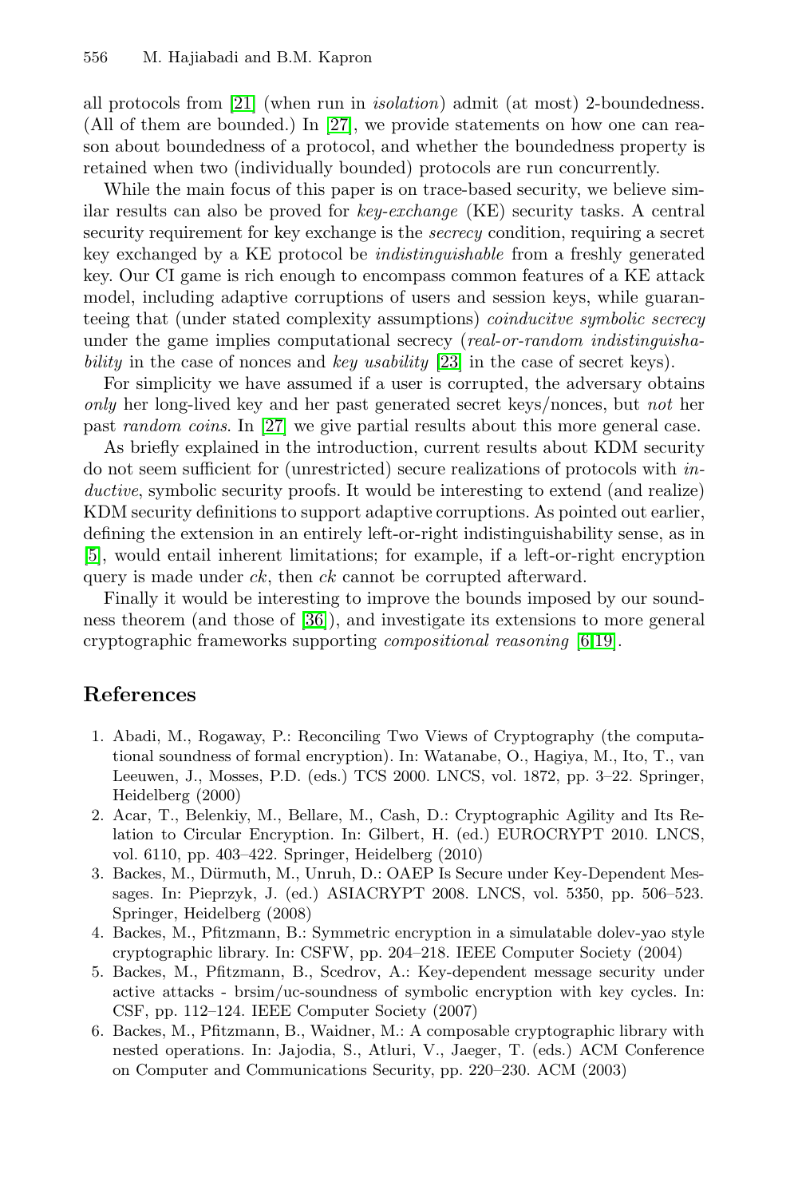all protocols from [21] (when run in *isolation*) admit (at most) 2-boundedness. (All of them are bounded.) In [27], we provide statements on how one can reason about boundedness of a protocol, and whether the boundedness property is retained when two (individually bounded) protocols are run concurrently.

While the main focus of this paper is on trace-based security, we believe similar results can also be proved for *key-exchange* (KE) security tasks. A central security requirement for key exchange is the *secrecy* condition, requiring a secret key exchanged by a KE protocol be *indistinguishable* from a freshly generated key. Our CI game is rich enough to encompass common features of a KE attack model, including adaptive corruptions of users and session keys, while guaranteeing that (under stated complexity assumptions) *coinducitve symbolic secrecy* under the game implies computational secrecy (*real-or-random indistinguishability* in the case of nonces and *key usability* [23] in the case of secret keys).

For simplicity we have assumed if a user is corrupted, the adversary obtains *only* her long-lived key and her past generated secret keys/nonces, but *not* her past *random coins*. In [27] we give partial results about this more general case.

As briefly explained in the introduction, current results about KDM security do not seem sufficient for (unrestricted) secure realizations of protocols with *inductive*, symbolic security proofs. It would be interesting to extend (and realize) KDM security definitions to support adaptive corruptions. As pointed out earlier, defining the extension in an entirely left-or-right indistinguishability sense, as in [5], would entail inherent limitations; for example, if a left-or-right encryption query is made under *ck*, then *ck* cannot be corrupted afterward.

Finally it would be interesting to improve the bounds imposed by our soundness theorem (and those of [36]), and investigate its extensions to more general cryptographic frameworks supporting *compositional reasoning* [6,19].

## References

1. Abadi, M., Rogaway, P.: Reconciling Two Views of Cryptography (the computational soundness of formal encryption). In: Watanabe, O., Hagiya, M., Ito, T., van Leeuwen, J., Mosses, P.D. (eds.) TCS 2000. LNCS, vol. 1872, pp. 3–22. Springer, Heidelberg (2000)
2. Acar, T., Belenkiy, M., Bellare, M., Cash, D.: Cryptographic Agility and Its Relation to Circular Encryption. In: Gilbert, H. (ed.) EUROCRYPT 2010. LNCS, vol. 6110, pp. 403–422. Springer, Heidelberg (2010)
3. Backes, M., Dürmuth, M., Unruh, D.: OAEP Is Secure under Key-Dependent Messages. In: Pieprzyk, J. (ed.) ASIACRYPT 2008. LNCS, vol. 5350, pp. 506–523. Springer, Heidelberg (2008)
4. Backes, M., Pfitzmann, B.: Symmetric encryption in a simulatable dolev-yao style cryptographic library. In: CSFW, pp. 204–218. IEEE Computer Society (2004)
5. Backes, M., Pfitzmann, B., Scedrov, A.: Key-dependent message security under active attacks - brsim/uc-soundness of symbolic encryption with key cycles. In: CSF, pp. 112–124. IEEE Computer Society (2007)
6. Backes, M., Pfitzmann, B., Waidner, M.: A composable cryptographic library with nested operations. In: Jajodia, S., Atluri, V., Jaeger, T. (eds.) ACM Conference on Computer and Communications Security, pp. 220–230. ACM (2003)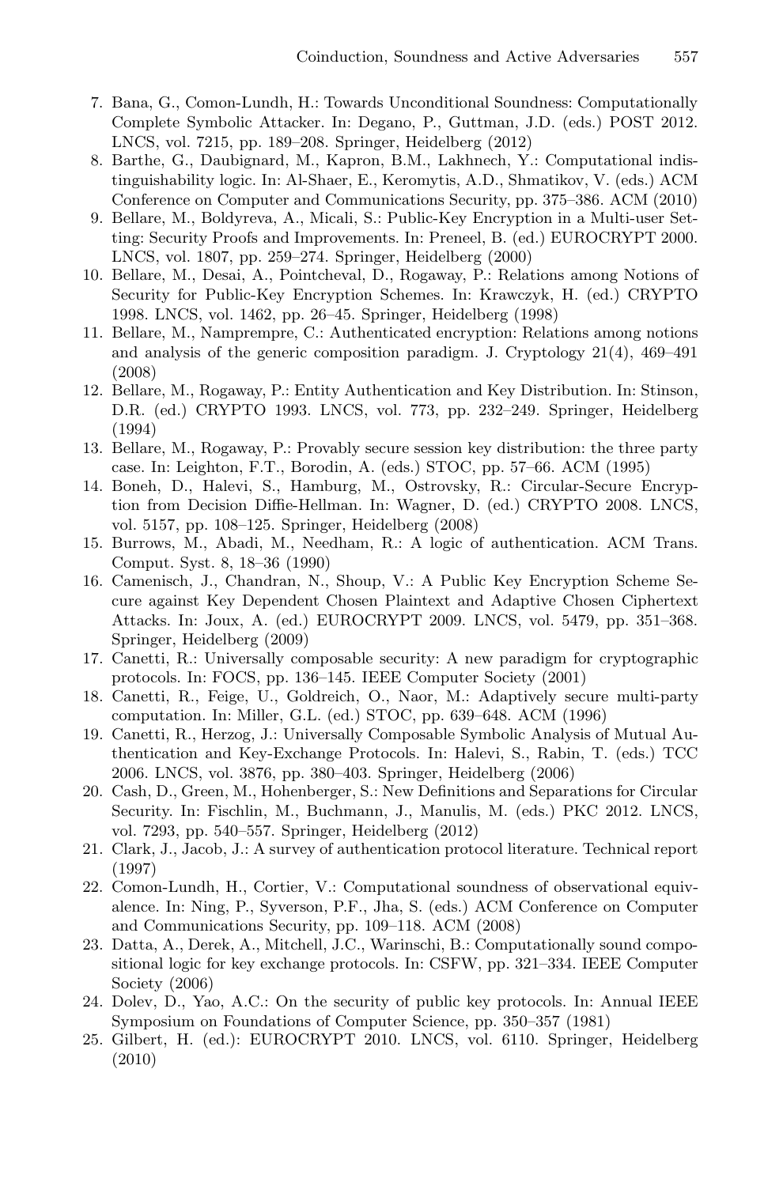7. Bana, G., Comon-Lundh, H.: Towards Unconditional Soundness: Computationally Complete Symbolic Attacker. In: Degano, P., Guttman, J.D. (eds.) POST 2012. LNCS, vol. 7215, pp. 189–208. Springer, Heidelberg (2012)
8. Barthe, G., Daubignard, M., Kapron, B.M., Lakhnech, Y.: Computational indistinguishability logic. In: Al-Shaer, E., Keromytis, A.D., Shmatikov, V. (eds.) ACM Conference on Computer and Communications Security, pp. 375–386. ACM (2010)
9. Bellare, M., Boldyreva, A., Micali, S.: Public-Key Encryption in a Multi-user Setting: Security Proofs and Improvements. In: Preneel, B. (ed.) EUROCRYPT 2000. LNCS, vol. 1807, pp. 259–274. Springer, Heidelberg (2000)
10. Bellare, M., Desai, A., Pointcheval, D., Rogaway, P.: Relations among Notions of Security for Public-Key Encryption Schemes. In: Krawczyk, H. (ed.) CRYPTO 1998. LNCS, vol. 1462, pp. 26–45. Springer, Heidelberg (1998)
11. Bellare, M., Namprempre, C.: Authenticated encryption: Relations among notions and analysis of the generic composition paradigm. J. Cryptology 21(4), 469–491 (2008)
12. Bellare, M., Rogaway, P.: Entity Authentication and Key Distribution. In: Stinson, D.R. (ed.) CRYPTO 1993. LNCS, vol. 773, pp. 232–249. Springer, Heidelberg (1994)
13. Bellare, M., Rogaway, P.: Provably secure session key distribution: the three party case. In: Leighton, F.T., Borodin, A. (eds.) STOC, pp. 57–66. ACM (1995)
14. Boneh, D., Halevi, S., Hamburg, M., Ostrovsky, R.: Circular-Secure Encryption from Decision Diffie-Hellman. In: Wagner, D. (ed.) CRYPTO 2008. LNCS, vol. 5157, pp. 108–125. Springer, Heidelberg (2008)
15. Burrows, M., Abadi, M., Needham, R.: A logic of authentication. ACM Trans. Comput. Syst. 8, 18–36 (1990)
16. Camenisch, J., Chandran, N., Shoup, V.: A Public Key Encryption Scheme Secure against Key Dependent Chosen Plaintext and Adaptive Chosen Ciphertext Attacks. In: Joux, A. (ed.) EUROCRYPT 2009. LNCS, vol. 5479, pp. 351–368. Springer, Heidelberg (2009)
17. Canetti, R.: Universally composable security: A new paradigm for cryptographic protocols. In: FOCS, pp. 136–145. IEEE Computer Society (2001)
18. Canetti, R., Feige, U., Goldreich, O., Naor, M.: Adaptively secure multi-party computation. In: Miller, G.L. (ed.) STOC, pp. 639–648. ACM (1996)
19. Canetti, R., Herzog, J.: Universally Composable Symbolic Analysis of Mutual Authentication and Key-Exchange Protocols. In: Halevi, S., Rabin, T. (eds.) TCC 2006. LNCS, vol. 3876, pp. 380–403. Springer, Heidelberg (2006)
20. Cash, D., Green, M., Hohenberger, S.: New Definitions and Separations for Circular Security. In: Fischlin, M., Buchmann, J., Manulis, M. (eds.) PKC 2012. LNCS, vol. 7293, pp. 540–557. Springer, Heidelberg (2012)
21. Clark, J., Jacob, J.: A survey of authentication protocol literature. Technical report (1997)
22. Comon-Lundh, H., Cortier, V.: Computational soundness of observational equivalence. In: Ning, P., Syverson, P.F., Jha, S. (eds.) ACM Conference on Computer and Communications Security, pp. 109–118. ACM (2008)
23. Datta, A., Derek, A., Mitchell, J.C., Warinschi, B.: Computationally sound compositional logic for key exchange protocols. In: CSFW, pp. 321–334. IEEE Computer Society (2006)
24. Dolev, D., Yao, A.C.: On the security of public key protocols. In: Annual IEEE Symposium on Foundations of Computer Science, pp. 350–357 (1981)
25. Gilbert, H. (ed.): EUROCRYPT 2010. LNCS, vol. 6110. Springer, Heidelberg (2010)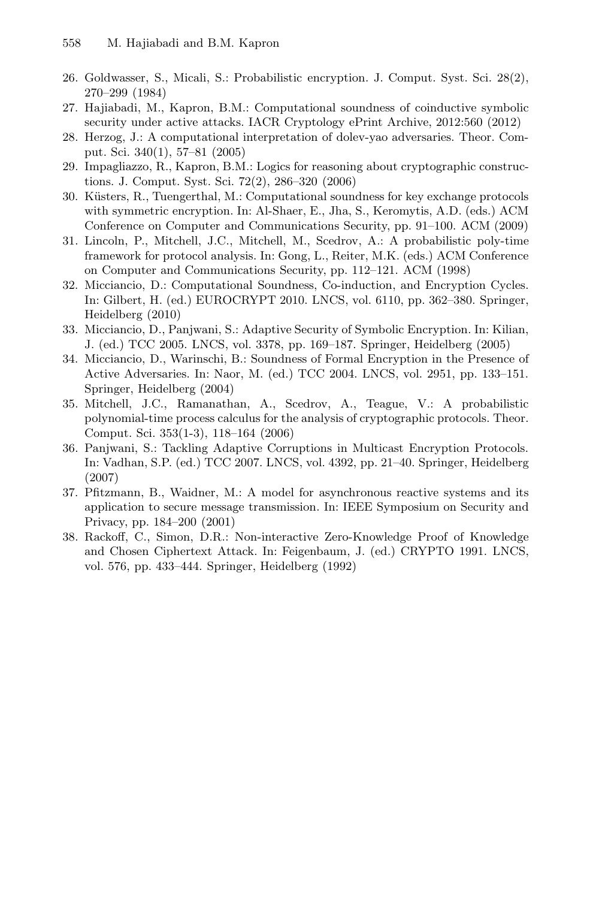26. Goldwasser, S., Micali, S.: Probabilistic encryption. J. Comput. Syst. Sci. 28(2), 270–299 (1984)
27. Hajiabadi, M., Kapron, B.M.: Computational soundness of coinductive symbolic security under active attacks. IACR Cryptology ePrint Archive, 2012:560 (2012)
28. Herzog, J.: A computational interpretation of dolev-yao adversaries. Theor. Comput. Sci. 340(1), 57–81 (2005)
29. Impagliazzo, R., Kapron, B.M.: Logics for reasoning about cryptographic constructions. J. Comput. Syst. Sci. 72(2), 286–320 (2006)
30. Küsters, R., Tuengerthal, M.: Computational soundness for key exchange protocols with symmetric encryption. In: Al-Shaer, E., Jha, S., Keromytis, A.D. (eds.) ACM Conference on Computer and Communications Security, pp. 91–100. ACM (2009)
31. Lincoln, P., Mitchell, J.C., Mitchell, M., Scedrov, A.: A probabilistic poly-time framework for protocol analysis. In: Gong, L., Reiter, M.K. (eds.) ACM Conference on Computer and Communications Security, pp. 112–121. ACM (1998)
32. Micciancio, D.: Computational Soundness, Co-induction, and Encryption Cycles. In: Gilbert, H. (ed.) EUROCRYPT 2010. LNCS, vol. 6110, pp. 362–380. Springer, Heidelberg (2010)
33. Micciancio, D., Panjwani, S.: Adaptive Security of Symbolic Encryption. In: Kilian, J. (ed.) TCC 2005. LNCS, vol. 3378, pp. 169–187. Springer, Heidelberg (2005)
34. Micciancio, D., Warinschi, B.: Soundness of Formal Encryption in the Presence of Active Adversaries. In: Naor, M. (ed.) TCC 2004. LNCS, vol. 2951, pp. 133–151. Springer, Heidelberg (2004)
35. Mitchell, J.C., Ramanathan, A., Scedrov, A., Teague, V.: A probabilistic polynomial-time process calculus for the analysis of cryptographic protocols. Theor. Comput. Sci. 353(1-3), 118–164 (2006)
36. Panjwani, S.: Tackling Adaptive Corruptions in Multicast Encryption Protocols. In: Vadhan, S.P. (ed.) TCC 2007. LNCS, vol. 4392, pp. 21–40. Springer, Heidelberg (2007)
37. Pfitzmann, B., Waidner, M.: A model for asynchronous reactive systems and its application to secure message transmission. In: IEEE Symposium on Security and Privacy, pp. 184–200 (2001)
38. Rackoff, C., Simon, D.R.: Non-interactive Zero-Knowledge Proof of Knowledge and Chosen Ciphertext Attack. In: Feigenbaum, J. (ed.) CRYPTO 1991. LNCS, vol. 576, pp. 433–444. Springer, Heidelberg (1992)